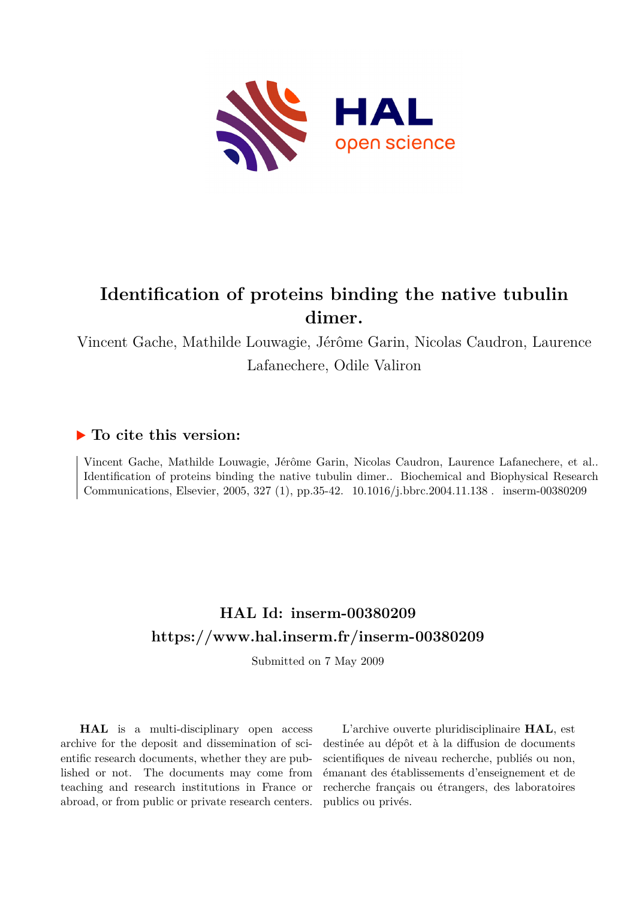# Identification of proteins binding the native tubulin dimer.

Vincent Gache, Mathilde Louwagie, Jérôme Garin, Nicolas Caudron, Laurence Lafanechere, Odile Valiron

## ▶ To cite this version:

Vincent Gache, Mathilde Louwagie, Jérôme Garin, Nicolas Caudron, Laurence Lafanechere, et al.. Identification of proteins binding the native tubulin dimer.. Biochemical and Biophysical Research Communications, Elsevier, 2005, 327 (1), pp.35-42. 10.1016/j.bbrc.2004.11.138 . inserm-00380209

## HAL Id: inserm-00380209

## https://www.hal.inserm.fr/inserm-00380209

Submitted on 7 May 2009

**HAL** is a multi-disciplinary open access archive for the deposit and dissemination of scientific research documents, whether they are published or not. The documents may come from teaching and research institutions in France or abroad, or from public or private research centers.

L'archive ouverte pluridisciplinaire **HAL**, est destinée au dépôt et à la diffusion de documents scientifiques de niveau recherche, publiés ou non, émanant des établissements d'enseignement et de recherche français ou étrangers, des laboratoires publics ou privés.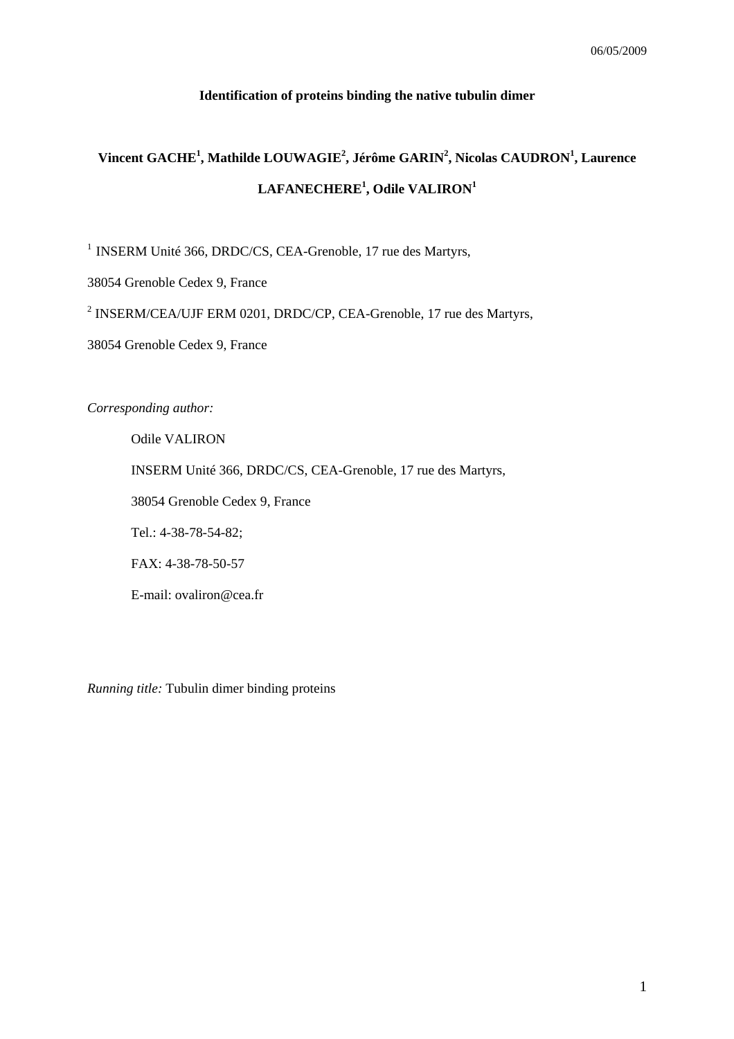**Identification of proteins binding the native tubulin dimer**

**Vincent GACHE[1], Mathilde LOUWAGIE[2], Jérôme GARIN[2], Nicolas CAUDRON[1], Laurence LAFANECHERE[1], Odile VALIRON[1]**

[1] INSERM Unité 366, DRDC/CS, CEA-Grenoble, 17 rue des Martyrs,

38054 Grenoble Cedex 9, France

[2] INSERM/CEA/UJF ERM 0201, DRDC/CP, CEA-Grenoble, 17 rue des Martyrs,

38054 Grenoble Cedex 9, France

*Corresponding author:*

Odile VALIRON

INSERM Unité 366, DRDC/CS, CEA-Grenoble, 17 rue des Martyrs,

38054 Grenoble Cedex 9, France

Tel.: 4-38-78-54-82;

FAX: 4-38-78-50-57

E-mail: ovaliron@cea.fr

*Running title:* Tubulin dimer binding proteins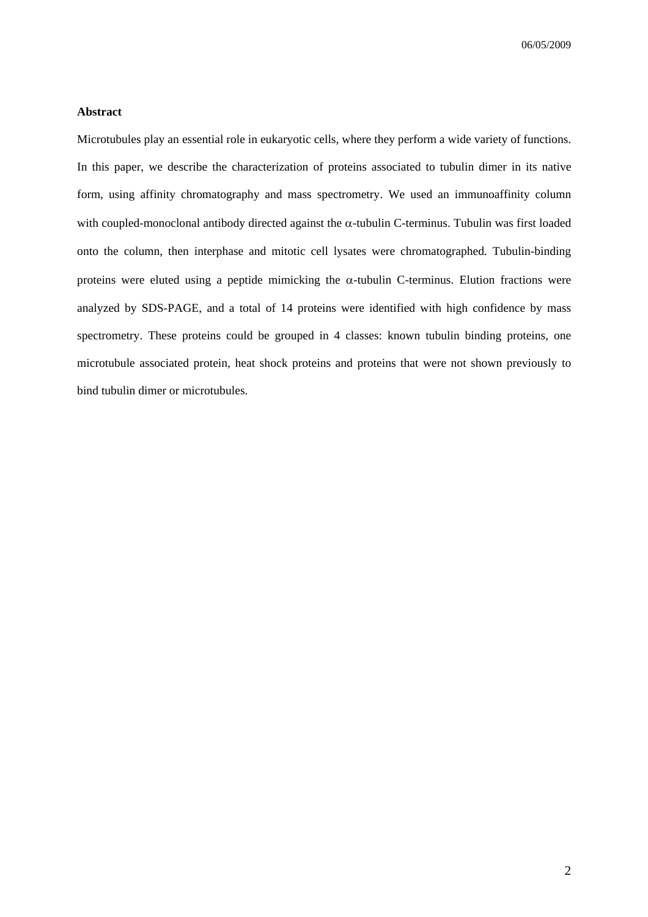**Abstract**

Microtubules play an essential role in eukaryotic cells, where they perform a wide variety of functions. In this paper, we describe the characterization of proteins associated to tubulin dimer in its native form, using affinity chromatography and mass spectrometry. We used an immunoaffinity column with coupled-monoclonal antibody directed against the $\alpha$-tubulin C-terminus. Tubulin was first loaded onto the column, then interphase and mitotic cell lysates were chromatographed. Tubulin-binding proteins were eluted using a peptide mimicking the $\alpha$-tubulin C-terminus. Elution fractions were analyzed by SDS-PAGE, and a total of 14 proteins were identified with high confidence by mass spectrometry. These proteins could be grouped in 4 classes: known tubulin binding proteins, one microtubule associated protein, heat shock proteins and proteins that were not shown previously to bind tubulin dimer or microtubules.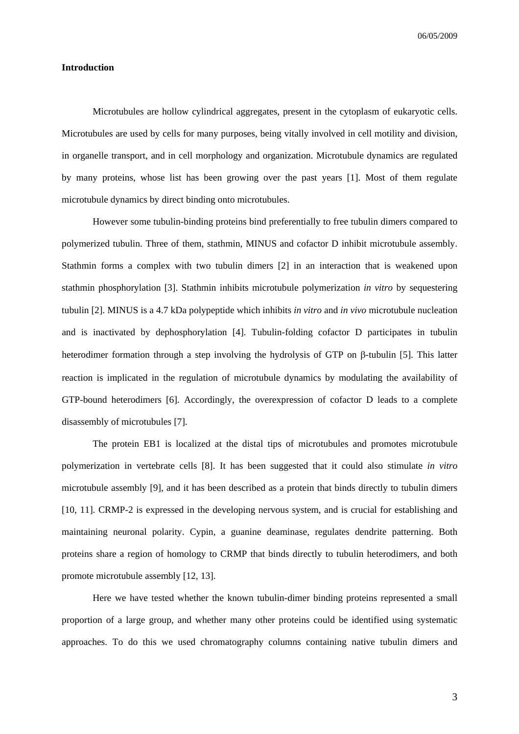**Introduction**

Microtubules are hollow cylindrical aggregates, present in the cytoplasm of eukaryotic cells. Microtubules are used by cells for many purposes, being vitally involved in cell motility and division, in organelle transport, and in cell morphology and organization. Microtubule dynamics are regulated by many proteins, whose list has been growing over the past years [1]. Most of them regulate microtubule dynamics by direct binding onto microtubules.

However some tubulin-binding proteins bind preferentially to free tubulin dimers compared to polymerized tubulin. Three of them, stathmin, MINUS and cofactor D inhibit microtubule assembly. Stathmin forms a complex with two tubulin dimers [2] in an interaction that is weakened upon stathmin phosphorylation [3]. Stathmin inhibits microtubule polymerization *in vitro* by sequestering tubulin [2]. MINUS is a 4.7 kDa polypeptide which inhibits *in vitro* and *in vivo* microtubule nucleation and is inactivated by dephosphorylation [4]. Tubulin-folding cofactor D participates in tubulin heterodimer formation through a step involving the hydrolysis of GTP on β-tubulin [5]. This latter reaction is implicated in the regulation of microtubule dynamics by modulating the availability of GTP-bound heterodimers [6]. Accordingly, the overexpression of cofactor D leads to a complete disassembly of microtubules [7].

The protein EB1 is localized at the distal tips of microtubules and promotes microtubule polymerization in vertebrate cells [8]. It has been suggested that it could also stimulate *in vitro* microtubule assembly [9], and it has been described as a protein that binds directly to tubulin dimers [10, 11]. CRMP-2 is expressed in the developing nervous system, and is crucial for establishing and maintaining neuronal polarity. Cypin, a guanine deaminase, regulates dendrite patterning. Both proteins share a region of homology to CRMP that binds directly to tubulin heterodimers, and both promote microtubule assembly [12, 13].

Here we have tested whether the known tubulin-dimer binding proteins represented a small proportion of a large group, and whether many other proteins could be identified using systematic approaches. To do this we used chromatography columns containing native tubulin dimers and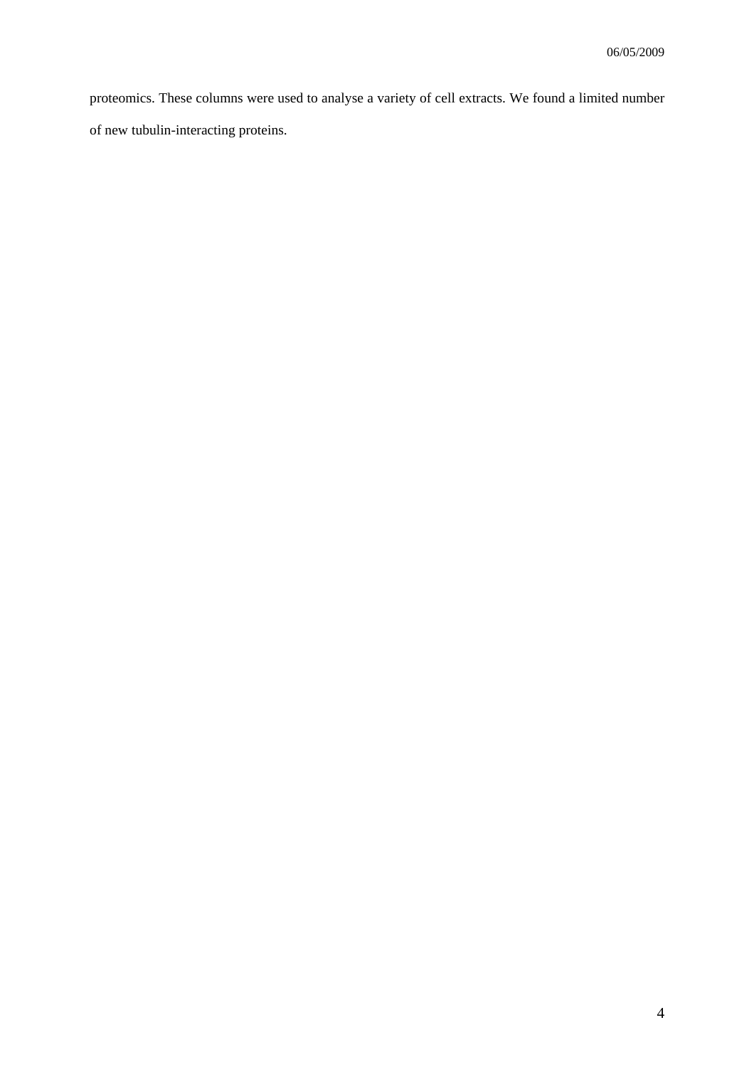proteomics. These columns were used to analyse a variety of cell extracts. We found a limited number of new tubulin-interacting proteins.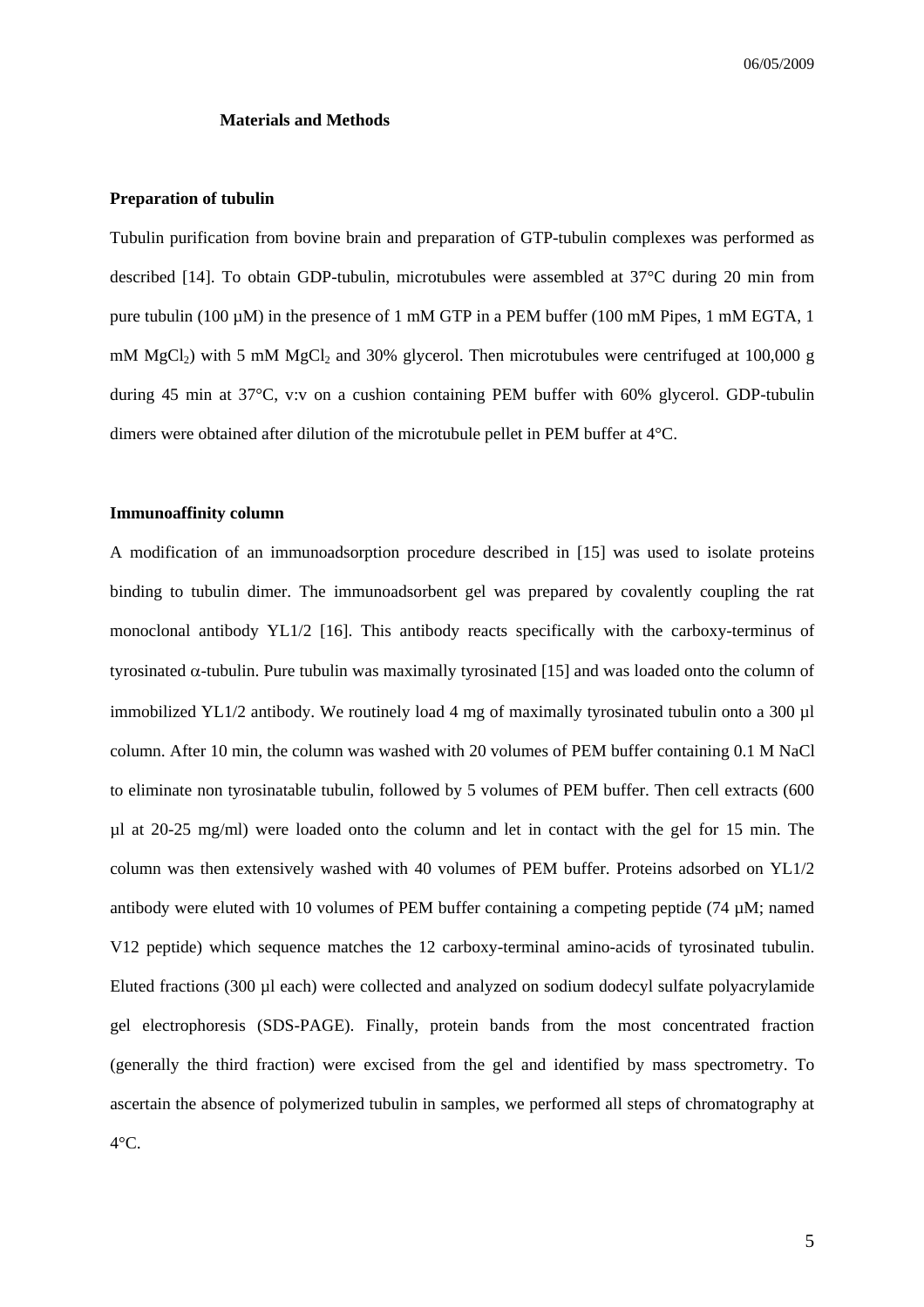## Materials and Methods

### Preparation of tubulin

Tubulin purification from bovine brain and preparation of GTP-tubulin complexes was performed as described [14]. To obtain GDP-tubulin, microtubules were assembled at 37°C during 20 min from pure tubulin (100 µM) in the presence of 1 mM GTP in a PEM buffer (100 mM Pipes, 1 mM EGTA, 1 mM $MgCl_2$) with 5 mM $MgCl_2$ and 30% glycerol. Then microtubules were centrifuged at 100,000 g during 45 min at 37°C, v:v on a cushion containing PEM buffer with 60% glycerol. GDP-tubulin dimers were obtained after dilution of the microtubule pellet in PEM buffer at 4°C.

### Immunoaffinity column

A modification of an immunoadsorption procedure described in [15] was used to isolate proteins binding to tubulin dimer. The immunoadsorbent gel was prepared by covalently coupling the rat monoclonal antibody YL1/2 [16]. This antibody reacts specifically with the carboxy-terminus of tyrosinated $\alpha$-tubulin. Pure tubulin was maximally tyrosinated [15] and was loaded onto the column of immobilized YL1/2 antibody. We routinely load 4 mg of maximally tyrosinated tubulin onto a 300 µl column. After 10 min, the column was washed with 20 volumes of PEM buffer containing 0.1 M NaCl to eliminate non tyrosinatable tubulin, followed by 5 volumes of PEM buffer. Then cell extracts (600 µl at 20-25 mg/ml) were loaded onto the column and let in contact with the gel for 15 min. The column was then extensively washed with 40 volumes of PEM buffer. Proteins adsorbed on YL1/2 antibody were eluted with 10 volumes of PEM buffer containing a competing peptide (74 µM; named V12 peptide) which sequence matches the 12 carboxy-terminal amino-acids of tyrosinated tubulin. Eluted fractions (300 µl each) were collected and analyzed on sodium dodecyl sulfate polyacrylamide gel electrophoresis (SDS-PAGE). Finally, protein bands from the most concentrated fraction (generally the third fraction) were excised from the gel and identified by mass spectrometry. To ascertain the absence of polymerized tubulin in samples, we performed all steps of chromatography at 4°C.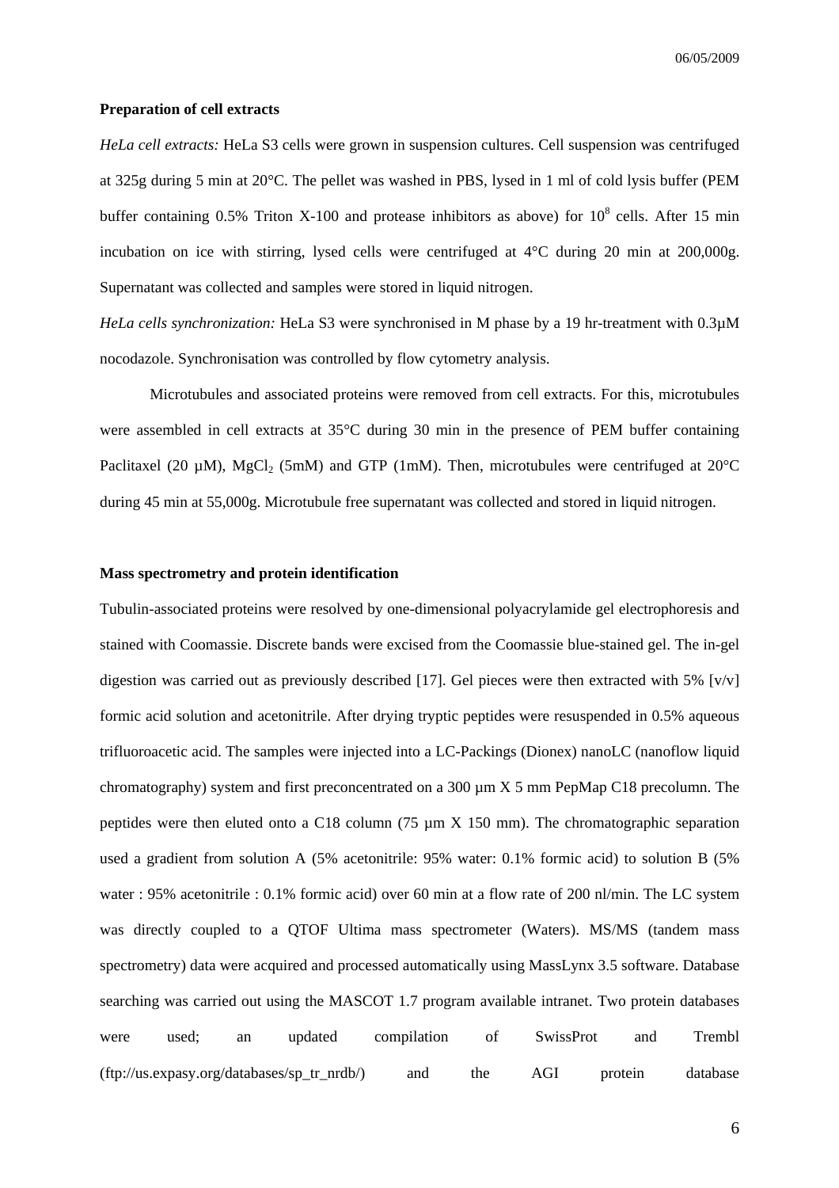**Preparation of cell extracts**

*HeLa cell extracts:* HeLa S3 cells were grown in suspension cultures. Cell suspension was centrifuged at 325g during 5 min at 20°C. The pellet was washed in PBS, lysed in 1 ml of cold lysis buffer (PEM buffer containing 0.5% Triton X-100 and protease inhibitors as above) for $10^8$ cells. After 15 min incubation on ice with stirring, lysed cells were centrifuged at 4°C during 20 min at 200,000g. Supernatant was collected and samples were stored in liquid nitrogen.

*HeLa cells synchronization:* HeLa S3 were synchronised in M phase by a 19 hr-treatment with 0.3µM nocodazole. Synchronisation was controlled by flow cytometry analysis.

Microtubules and associated proteins were removed from cell extracts. For this, microtubules were assembled in cell extracts at 35°C during 30 min in the presence of PEM buffer containing Paclitaxel (20 µM), $MgCl_2$ (5mM) and GTP (1mM). Then, microtubules were centrifuged at 20°C during 45 min at 55,000g. Microtubule free supernatant was collected and stored in liquid nitrogen.

**Mass spectrometry and protein identification**

Tubulin-associated proteins were resolved by one-dimensional polyacrylamide gel electrophoresis and stained with Coomassie. Discrete bands were excised from the Coomassie blue-stained gel. The in-gel digestion was carried out as previously described [17]. Gel pieces were then extracted with 5% [v/v] formic acid solution and acetonitrile. After drying tryptic peptides were resuspended in 0.5% aqueous trifluoroacetic acid. The samples were injected into a LC-Packings (Dionex) nanoLC (nanoflow liquid chromatography) system and first preconcentrated on a 300 µm X 5 mm PepMap C18 precolumn. The peptides were then eluted onto a C18 column (75 µm X 150 mm). The chromatographic separation used a gradient from solution A (5% acetonitrile: 95% water: 0.1% formic acid) to solution B (5% water : 95% acetonitrile : 0.1% formic acid) over 60 min at a flow rate of 200 nl/min. The LC system was directly coupled to a QTOF Ultima mass spectrometer (Waters). MS/MS (tandem mass spectrometry) data were acquired and processed automatically using MassLynx 3.5 software. Database searching was carried out using the MASCOT 1.7 program available intranet. Two protein databases were used; an updated compilation of SwissProt and Trembl (ftp://us.expasy.org/databases/sp_tr_nrdb/) and the AGI protein database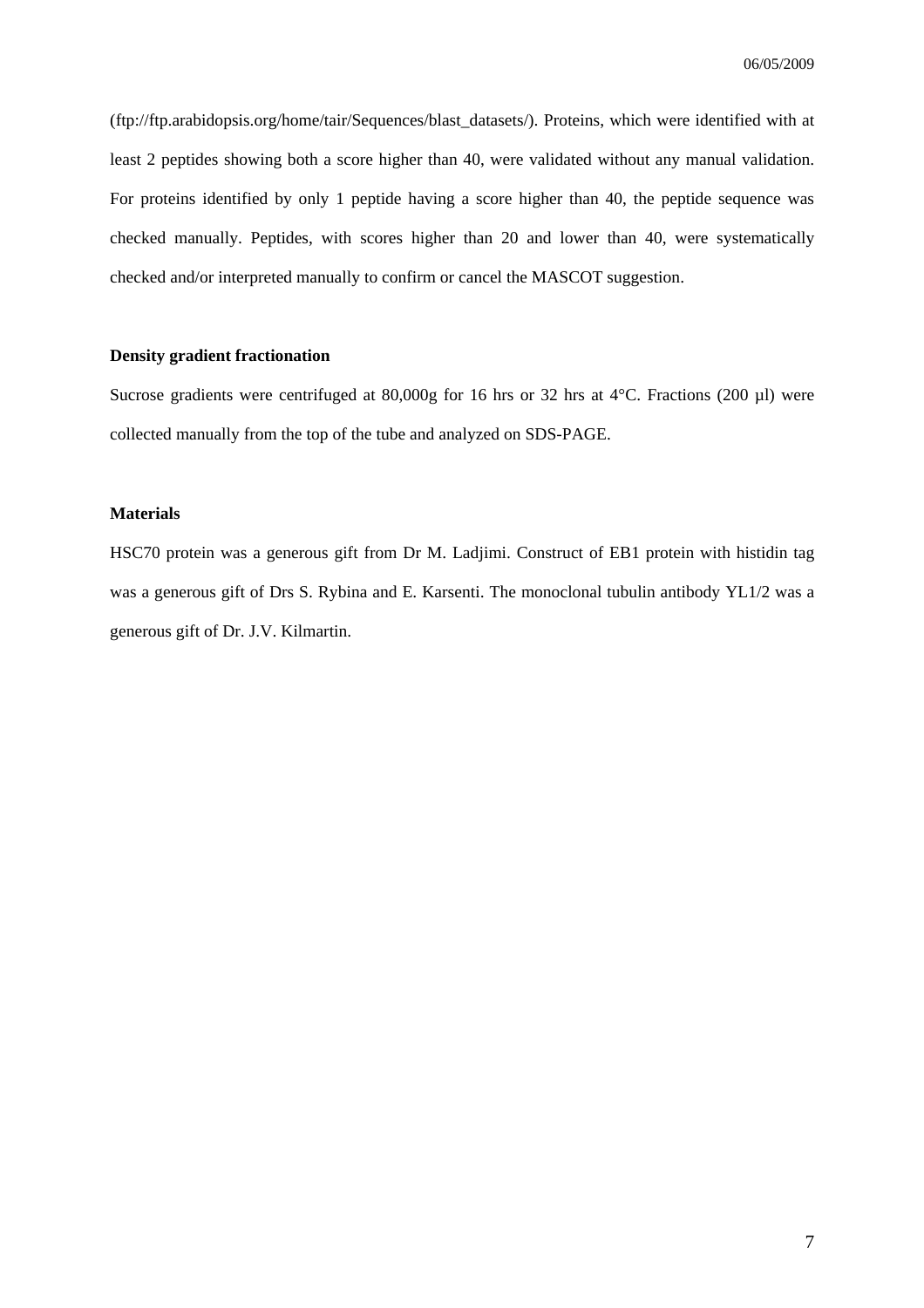(ftp://ftp.arabidopsis.org/home/tair/Sequences/blast_datasets/). Proteins, which were identified with at least 2 peptides showing both a score higher than 40, were validated without any manual validation. For proteins identified by only 1 peptide having a score higher than 40, the peptide sequence was checked manually. Peptides, with scores higher than 20 and lower than 40, were systematically checked and/or interpreted manually to confirm or cancel the MASCOT suggestion.

**Density gradient fractionation**

Sucrose gradients were centrifuged at 80,000g for 16 hrs or 32 hrs at 4°C. Fractions (200 µl) were collected manually from the top of the tube and analyzed on SDS-PAGE.

**Materials**

HSC70 protein was a generous gift from Dr M. Ladjimi. Construct of EB1 protein with histidin tag was a generous gift of Drs S. Rybina and E. Karsenti. The monoclonal tubulin antibody YL1/2 was a generous gift of Dr. J.V. Kilmartin.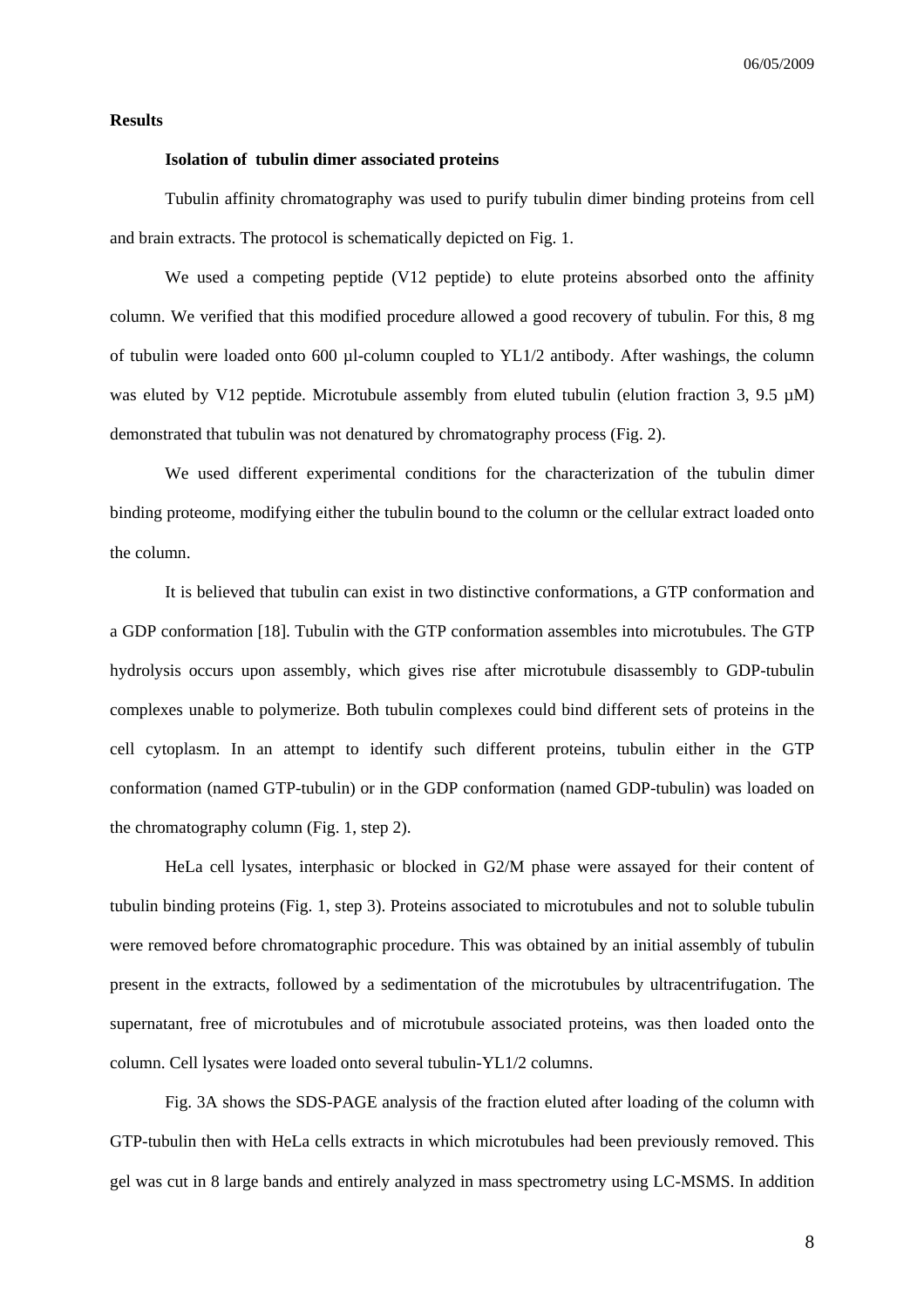## Results

### Isolation of tubulin dimer associated proteins

Tubulin affinity chromatography was used to purify tubulin dimer binding proteins from cell and brain extracts. The protocol is schematically depicted on Fig. 1.

We used a competing peptide (V12 peptide) to elute proteins absorbed onto the affinity column. We verified that this modified procedure allowed a good recovery of tubulin. For this, 8 mg of tubulin were loaded onto 600 µl-column coupled to YL1/2 antibody. After washings, the column was eluted by V12 peptide. Microtubule assembly from eluted tubulin (elution fraction 3, 9.5 µM) demonstrated that tubulin was not denatured by chromatography process (Fig. 2).

We used different experimental conditions for the characterization of the tubulin dimer binding proteome, modifying either the tubulin bound to the column or the cellular extract loaded onto the column.

It is believed that tubulin can exist in two distinctive conformations, a GTP conformation and a GDP conformation [18]. Tubulin with the GTP conformation assembles into microtubules. The GTP hydrolysis occurs upon assembly, which gives rise after microtubule disassembly to GDP-tubulin complexes unable to polymerize. Both tubulin complexes could bind different sets of proteins in the cell cytoplasm. In an attempt to identify such different proteins, tubulin either in the GTP conformation (named GTP-tubulin) or in the GDP conformation (named GDP-tubulin) was loaded on the chromatography column (Fig. 1, step 2).

HeLa cell lysates, interphasic or blocked in G2/M phase were assayed for their content of tubulin binding proteins (Fig. 1, step 3). Proteins associated to microtubules and not to soluble tubulin were removed before chromatographic procedure. This was obtained by an initial assembly of tubulin present in the extracts, followed by a sedimentation of the microtubules by ultracentrifugation. The supernatant, free of microtubules and of microtubule associated proteins, was then loaded onto the column. Cell lysates were loaded onto several tubulin-YL1/2 columns.

Fig. 3A shows the SDS-PAGE analysis of the fraction eluted after loading of the column with GTP-tubulin then with HeLa cells extracts in which microtubules had been previously removed. This gel was cut in 8 large bands and entirely analyzed in mass spectrometry using LC-MSMS. In addition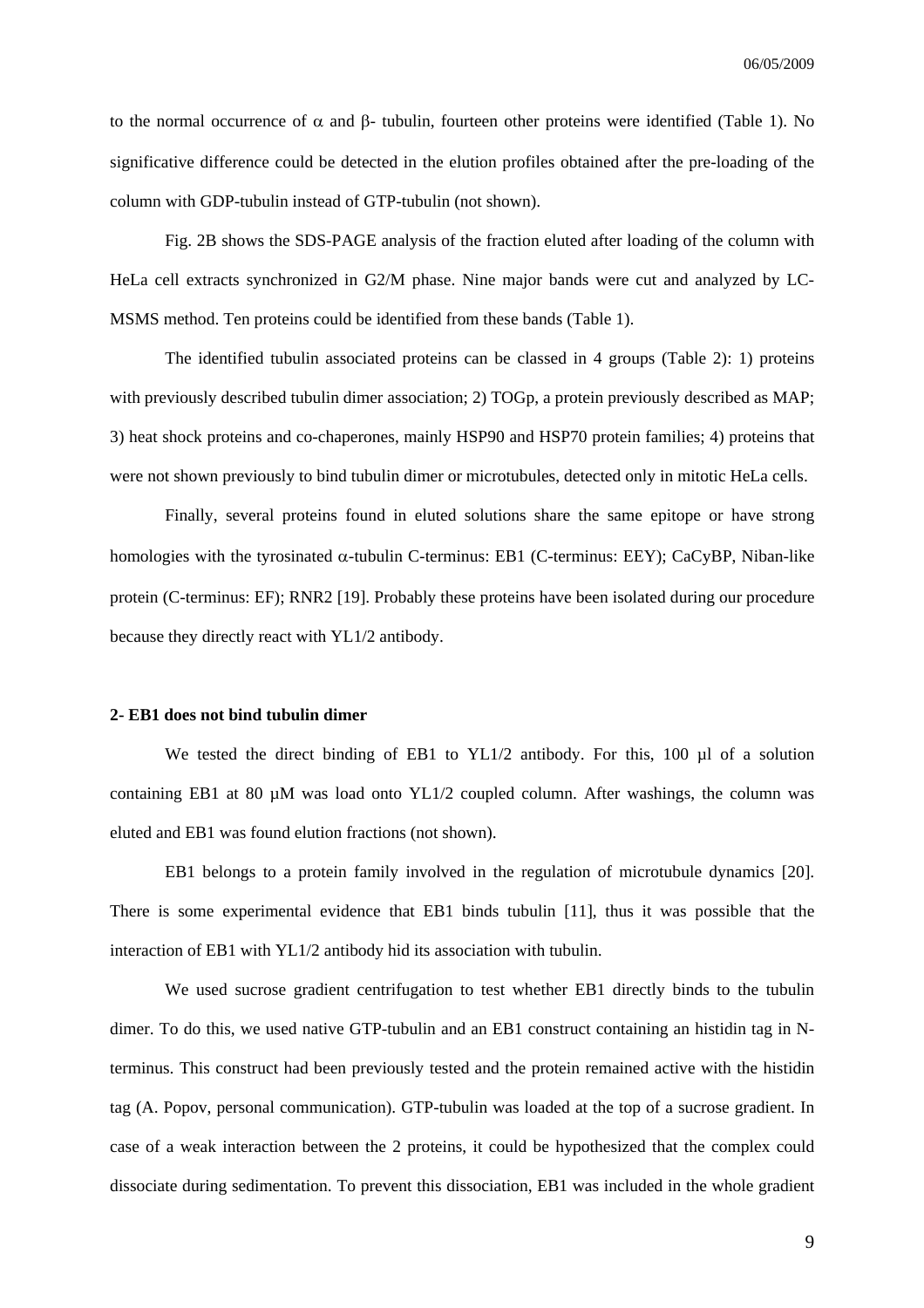to the normal occurrence of α and β- tubulin, fourteen other proteins were identified (Table 1). No significative difference could be detected in the elution profiles obtained after the pre-loading of the column with GDP-tubulin instead of GTP-tubulin (not shown).

Fig. 2B shows the SDS-PAGE analysis of the fraction eluted after loading of the column with HeLa cell extracts synchronized in G2/M phase. Nine major bands were cut and analyzed by LC-MSMS method. Ten proteins could be identified from these bands (Table 1).

The identified tubulin associated proteins can be classed in 4 groups (Table 2): 1) proteins with previously described tubulin dimer association; 2) TOGp, a protein previously described as MAP; 3) heat shock proteins and co-chaperones, mainly HSP90 and HSP70 protein families; 4) proteins that were not shown previously to bind tubulin dimer or microtubules, detected only in mitotic HeLa cells.

Finally, several proteins found in eluted solutions share the same epitope or have strong homologies with the tyrosinated α-tubulin C-terminus: EB1 (C-terminus: EEY); CaCyBP, Niban-like protein (C-terminus: EF); RNR2 [19]. Probably these proteins have been isolated during our procedure because they directly react with YL1/2 antibody.

### 2- EB1 does not bind tubulin dimer

We tested the direct binding of EB1 to YL1/2 antibody. For this, 100 µl of a solution containing EB1 at 80 µM was load onto YL1/2 coupled column. After washings, the column was eluted and EB1 was found elution fractions (not shown).

EB1 belongs to a protein family involved in the regulation of microtubule dynamics [20]. There is some experimental evidence that EB1 binds tubulin [11], thus it was possible that the interaction of EB1 with YL1/2 antibody hid its association with tubulin.

We used sucrose gradient centrifugation to test whether EB1 directly binds to the tubulin dimer. To do this, we used native GTP-tubulin and an EB1 construct containing an histidin tag in N-terminus. This construct had been previously tested and the protein remained active with the histidin tag (A. Popov, personal communication). GTP-tubulin was loaded at the top of a sucrose gradient. In case of a weak interaction between the 2 proteins, it could be hypothesized that the complex could dissociate during sedimentation. To prevent this dissociation, EB1 was included in the whole gradient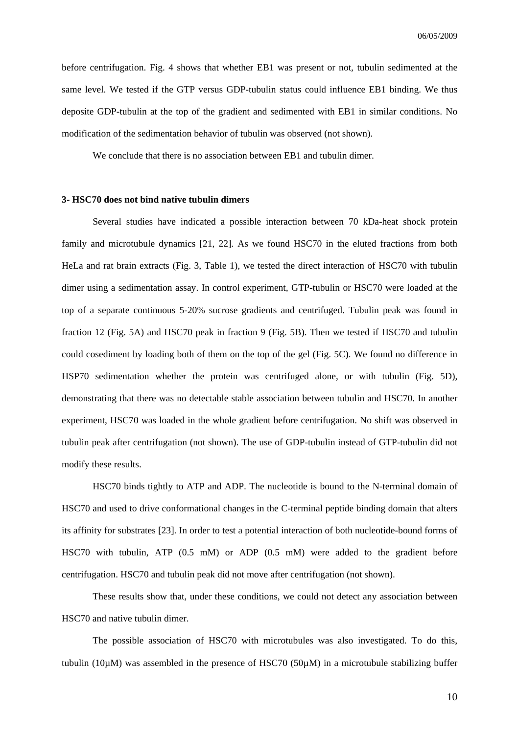before centrifugation. Fig. 4 shows that whether EB1 was present or not, tubulin sedimented at the same level. We tested if the GTP versus GDP-tubulin status could influence EB1 binding. We thus deposite GDP-tubulin at the top of the gradient and sedimented with EB1 in similar conditions. No modification of the sedimentation behavior of tubulin was observed (not shown).

We conclude that there is no association between EB1 and tubulin dimer.

### 3- HSC70 does not bind native tubulin dimers

Several studies have indicated a possible interaction between 70 kDa-heat shock protein family and microtubule dynamics [21, 22]. As we found HSC70 in the eluted fractions from both HeLa and rat brain extracts (Fig. 3, Table 1), we tested the direct interaction of HSC70 with tubulin dimer using a sedimentation assay. In control experiment, GTP-tubulin or HSC70 were loaded at the top of a separate continuous 5-20% sucrose gradients and centrifuged. Tubulin peak was found in fraction 12 (Fig. 5A) and HSC70 peak in fraction 9 (Fig. 5B). Then we tested if HSC70 and tubulin could cosediment by loading both of them on the top of the gel (Fig. 5C). We found no difference in HSP70 sedimentation whether the protein was centrifuged alone, or with tubulin (Fig. 5D), demonstrating that there was no detectable stable association between tubulin and HSC70. In another experiment, HSC70 was loaded in the whole gradient before centrifugation. No shift was observed in tubulin peak after centrifugation (not shown). The use of GDP-tubulin instead of GTP-tubulin did not modify these results.

HSC70 binds tightly to ATP and ADP. The nucleotide is bound to the N-terminal domain of HSC70 and used to drive conformational changes in the C-terminal peptide binding domain that alters its affinity for substrates [23]. In order to test a potential interaction of both nucleotide-bound forms of HSC70 with tubulin, ATP (0.5 mM) or ADP (0.5 mM) were added to the gradient before centrifugation. HSC70 and tubulin peak did not move after centrifugation (not shown).

These results show that, under these conditions, we could not detect any association between HSC70 and native tubulin dimer.

The possible association of HSC70 with microtubules was also investigated. To do this, tubulin (10µM) was assembled in the presence of HSC70 (50µM) in a microtubule stabilizing buffer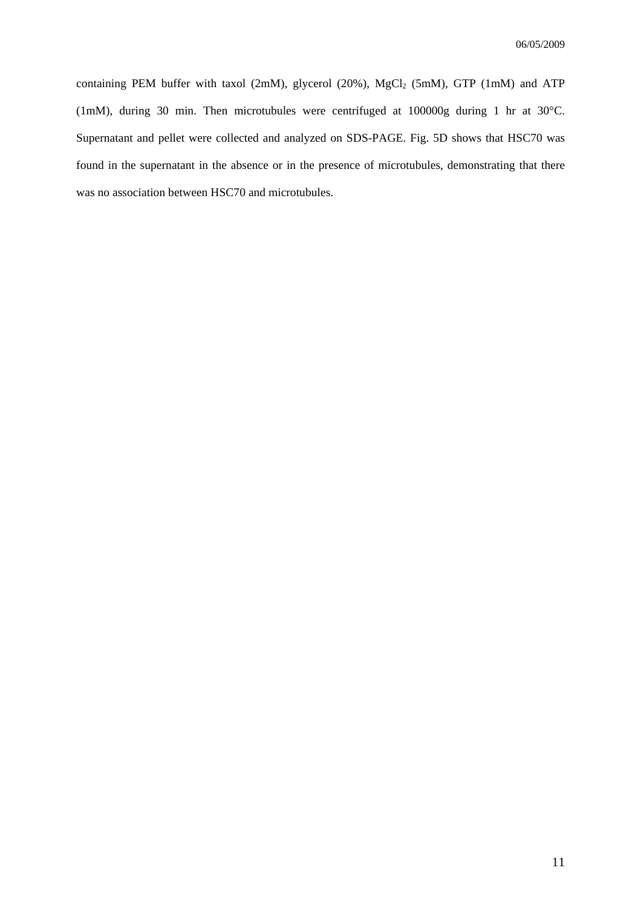containing PEM buffer with taxol (2mM), glycerol (20%), $MgCl_2$ (5mM), GTP (1mM) and ATP (1mM), during 30 min. Then microtubules were centrifuged at 100000g during 1 hr at 30°C. Supernatant and pellet were collected and analyzed on SDS-PAGE. Fig. 5D shows that HSC70 was found in the supernatant in the absence or in the presence of microtubules, demonstrating that there was no association between HSC70 and microtubules.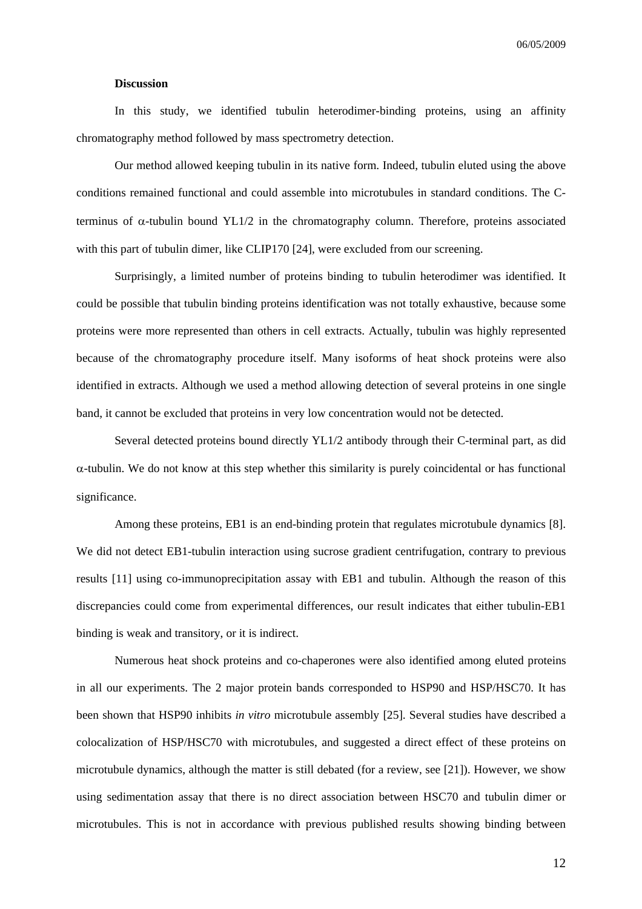## Discussion

In this study, we identified tubulin heterodimer-binding proteins, using an affinity chromatography method followed by mass spectrometry detection.

Our method allowed keeping tubulin in its native form. Indeed, tubulin eluted using the above conditions remained functional and could assemble into microtubules in standard conditions. The C-terminus of $\alpha$-tubulin bound YL1/2 in the chromatography column. Therefore, proteins associated with this part of tubulin dimer, like CLIP170 [24], were excluded from our screening.

Surprisingly, a limited number of proteins binding to tubulin heterodimer was identified. It could be possible that tubulin binding proteins identification was not totally exhaustive, because some proteins were more represented than others in cell extracts. Actually, tubulin was highly represented because of the chromatography procedure itself. Many isoforms of heat shock proteins were also identified in extracts. Although we used a method allowing detection of several proteins in one single band, it cannot be excluded that proteins in very low concentration would not be detected.

Several detected proteins bound directly YL1/2 antibody through their C-terminal part, as did $\alpha$-tubulin. We do not know at this step whether this similarity is purely coincidental or has functional significance.

Among these proteins, EB1 is an end-binding protein that regulates microtubule dynamics [8]. We did not detect EB1-tubulin interaction using sucrose gradient centrifugation, contrary to previous results [11] using co-immunoprecipitation assay with EB1 and tubulin. Although the reason of this discrepancies could come from experimental differences, our result indicates that either tubulin-EB1 binding is weak and transitory, or it is indirect.

Numerous heat shock proteins and co-chaperones were also identified among eluted proteins in all our experiments. The 2 major protein bands corresponded to HSP90 and HSP/HSC70. It has been shown that HSP90 inhibits *in vitro* microtubule assembly [25]. Several studies have described a colocalization of HSP/HSC70 with microtubules, and suggested a direct effect of these proteins on microtubule dynamics, although the matter is still debated (for a review, see [21]). However, we show using sedimentation assay that there is no direct association between HSC70 and tubulin dimer or microtubules. This is not in accordance with previous published results showing binding between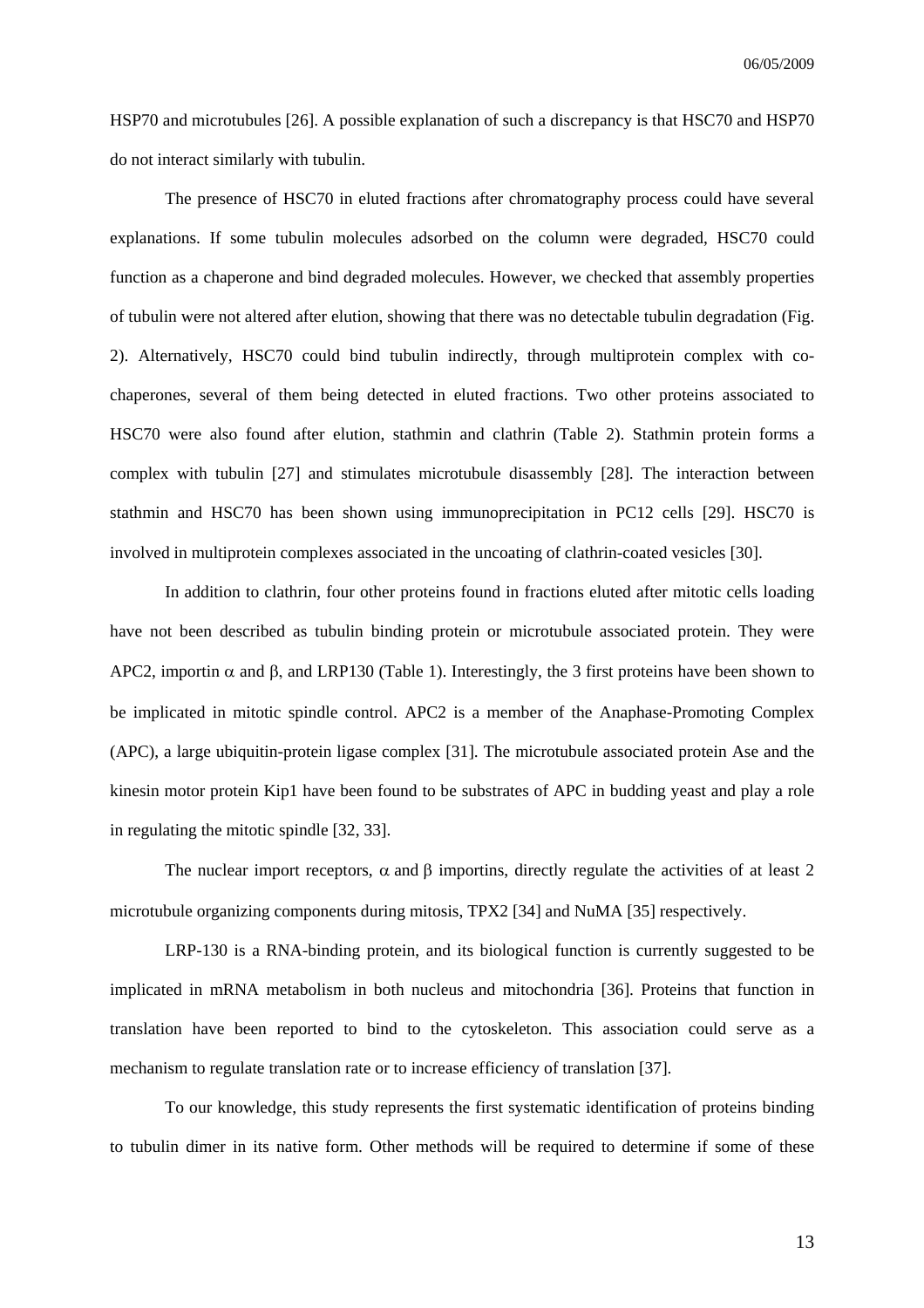HSP70 and microtubules [26]. A possible explanation of such a discrepancy is that HSC70 and HSP70 do not interact similarly with tubulin.

The presence of HSC70 in eluted fractions after chromatography process could have several explanations. If some tubulin molecules adsorbed on the column were degraded, HSC70 could function as a chaperone and bind degraded molecules. However, we checked that assembly properties of tubulin were not altered after elution, showing that there was no detectable tubulin degradation (Fig. 2). Alternatively, HSC70 could bind tubulin indirectly, through multiprotein complex with co-chaperones, several of them being detected in eluted fractions. Two other proteins associated to HSC70 were also found after elution, stathmin and clathrin (Table 2). Stathmin protein forms a complex with tubulin [27] and stimulates microtubule disassembly [28]. The interaction between stathmin and HSC70 has been shown using immunoprecipitation in PC12 cells [29]. HSC70 is involved in multiprotein complexes associated in the uncoating of clathrin-coated vesicles [30].

In addition to clathrin, four other proteins found in fractions eluted after mitotic cells loading have not been described as tubulin binding protein or microtubule associated protein. They were APC2, importin $\alpha$ and $\beta$, and LRP130 (Table 1). Interestingly, the 3 first proteins have been shown to be implicated in mitotic spindle control. APC2 is a member of the Anaphase-Promoting Complex (APC), a large ubiquitin-protein ligase complex [31]. The microtubule associated protein Ase and the kinesin motor protein Kip1 have been found to be substrates of APC in budding yeast and play a role in regulating the mitotic spindle [32, 33].

The nuclear import receptors, $\alpha$ and $\beta$ importins, directly regulate the activities of at least 2 microtubule organizing components during mitosis, TPX2 [34] and NuMA [35] respectively.

LRP-130 is a RNA-binding protein, and its biological function is currently suggested to be implicated in mRNA metabolism in both nucleus and mitochondria [36]. Proteins that function in translation have been reported to bind to the cytoskeleton. This association could serve as a mechanism to regulate translation rate or to increase efficiency of translation [37].

To our knowledge, this study represents the first systematic identification of proteins binding to tubulin dimer in its native form. Other methods will be required to determine if some of these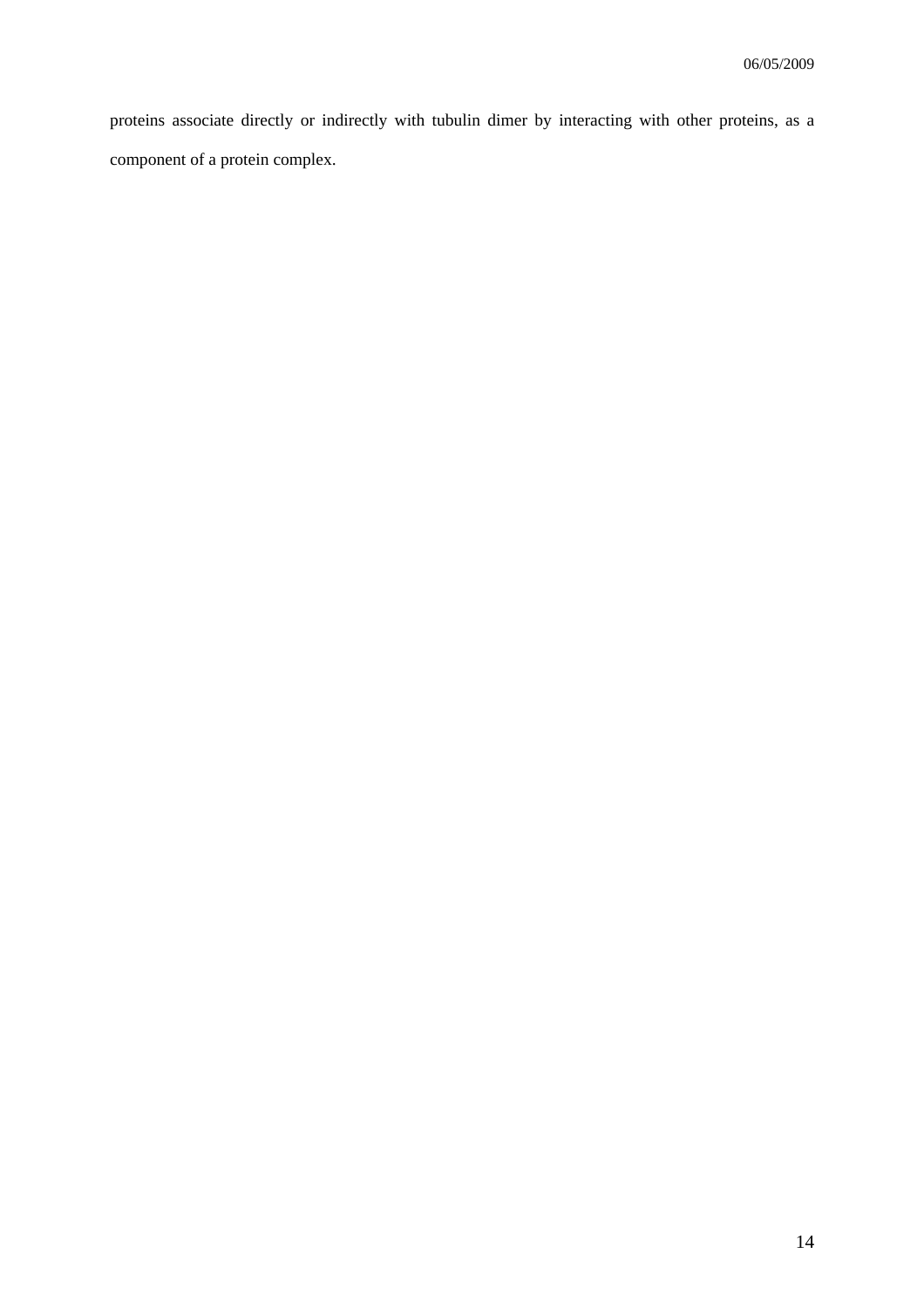proteins associate directly or indirectly with tubulin dimer by interacting with other proteins, as a component of a protein complex.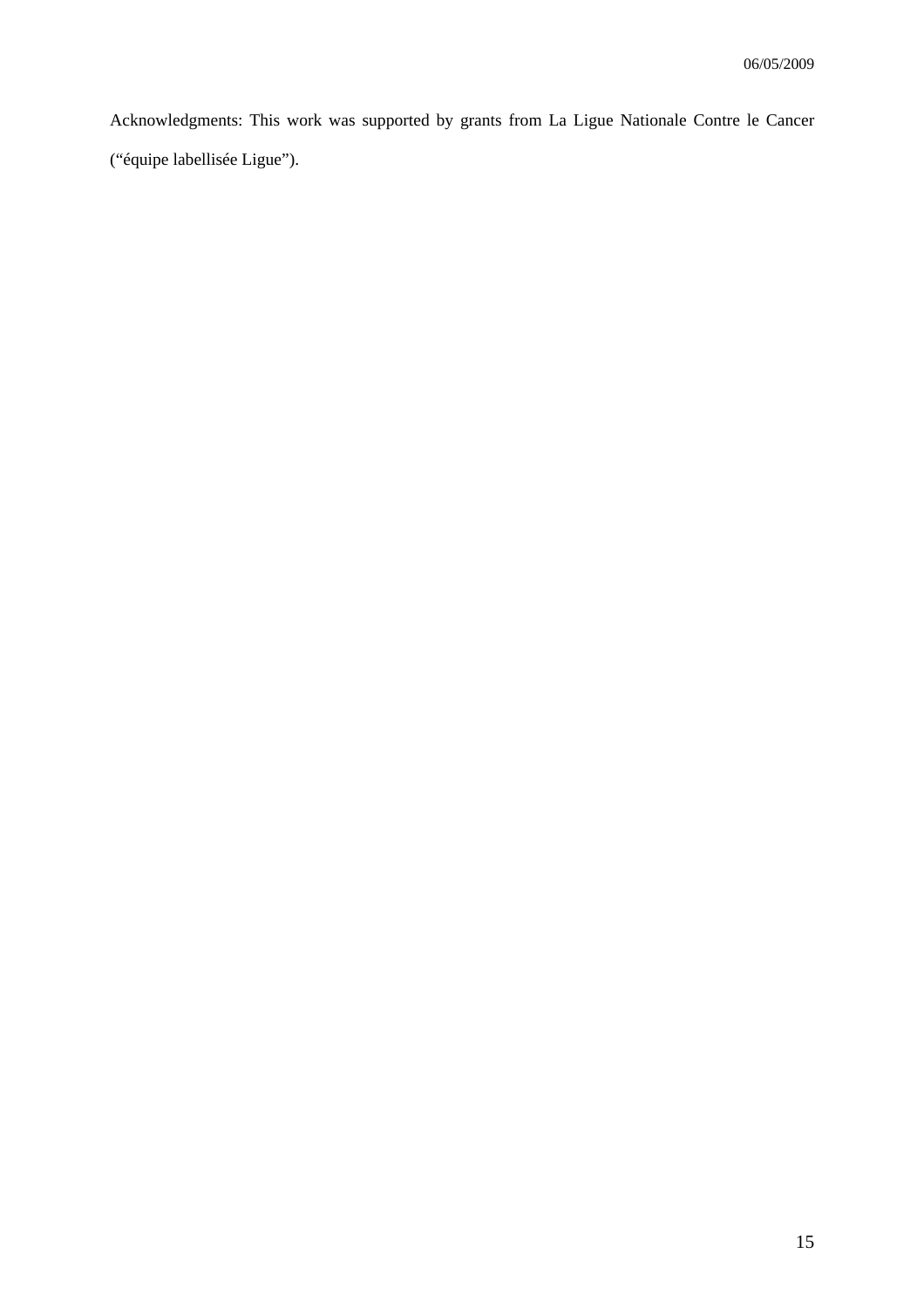Acknowledgments: This work was supported by grants from La Ligue Nationale Contre le Cancer ("équipe labellisée Ligue").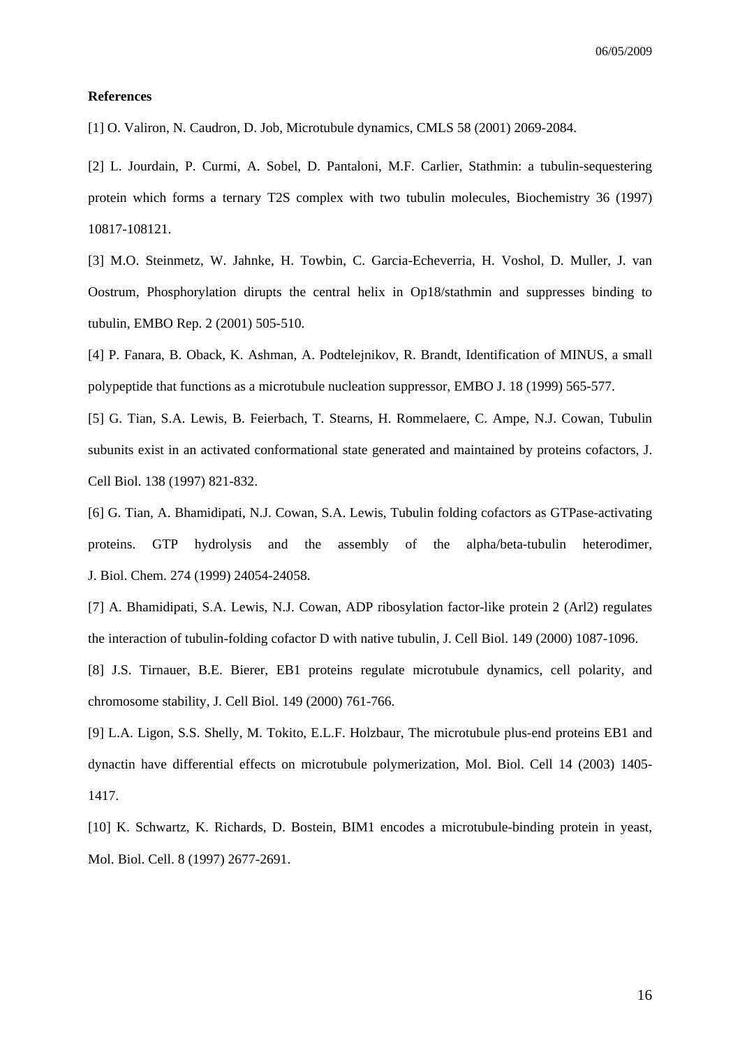**References**

[1] O. Valiron, N. Caudron, D. Job, Microtubule dynamics, CMLS 58 (2001) 2069-2084.

[2] L. Jourdain, P. Curmi, A. Sobel, D. Pantaloni, M.F. Carlier, Stathmin: a tubulin-sequestering protein which forms a ternary T2S complex with two tubulin molecules, Biochemistry 36 (1997) 10817-108121.

[3] M.O. Steinmetz, W. Jahnke, H. Towbin, C. Garcia-Echeverria, H. Voshol, D. Muller, J. van Oostrum, Phosphorylation dirupts the central helix in Op18/stathmin and suppresses binding to tubulin, EMBO Rep. 2 (2001) 505-510.

[4] P. Fanara, B. Oback, K. Ashman, A. Podtelejnikov, R. Brandt, Identification of MINUS, a small polypeptide that functions as a microtubule nucleation suppressor, EMBO J. 18 (1999) 565-577.

[5] G. Tian, S.A. Lewis, B. Feierbach, T. Stearns, H. Rommelaere, C. Ampe, N.J. Cowan, Tubulin subunits exist in an activated conformational state generated and maintained by proteins cofactors, J. Cell Biol. 138 (1997) 821-832.

[6] G. Tian, A. Bhamidipati, N.J. Cowan, S.A. Lewis, Tubulin folding cofactors as GTPase-activating proteins. GTP hydrolysis and the assembly of the alpha/beta-tubulin heterodimer, J. Biol. Chem. 274 (1999) 24054-24058.

[7] A. Bhamidipati, S.A. Lewis, N.J. Cowan, ADP ribosylation factor-like protein 2 (Arl2) regulates the interaction of tubulin-folding cofactor D with native tubulin, J. Cell Biol. 149 (2000) 1087-1096.

[8] J.S. Tirnauer, B.E. Bierer, EB1 proteins regulate microtubule dynamics, cell polarity, and chromosome stability, J. Cell Biol. 149 (2000) 761-766.

[9] L.A. Ligon, S.S. Shelly, M. Tokito, E.L.F. Holzbaur, The microtubule plus-end proteins EB1 and dynactin have differential effects on microtubule polymerization, Mol. Biol. Cell 14 (2003) 1405-1417.

[10] K. Schwartz, K. Richards, D. Bostein, BIM1 encodes a microtubule-binding protein in yeast, Mol. Biol. Cell. 8 (1997) 2677-2691.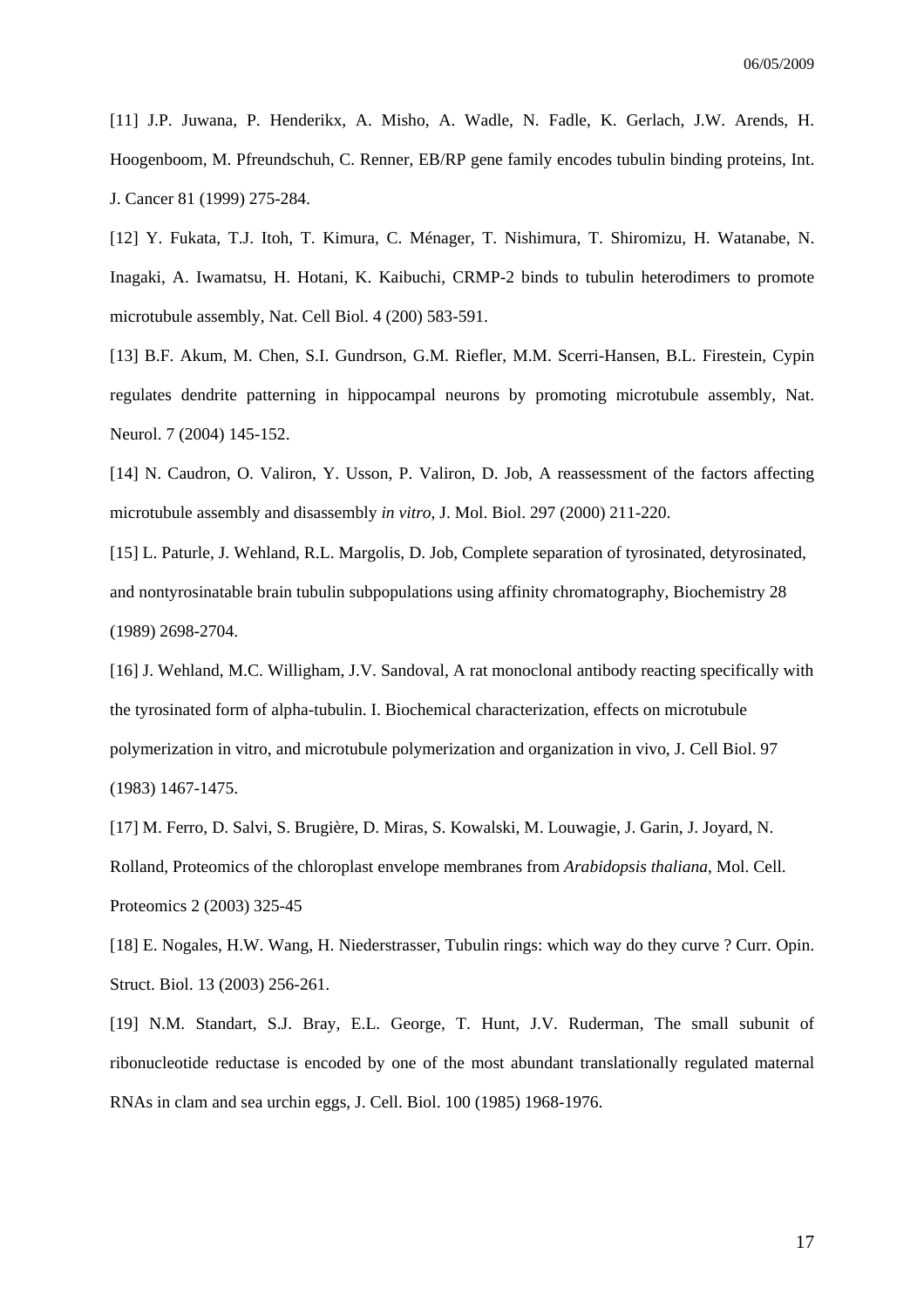[11] J.P. Juwana, P. Henderikx, A. Misho, A. Wadle, N. Fadle, K. Gerlach, J.W. Arends, H. Hoogenboom, M. Pfreundschuh, C. Renner, EB/RP gene family encodes tubulin binding proteins, Int. J. Cancer 81 (1999) 275-284.

[12] Y. Fukata, T.J. Itoh, T. Kimura, C. Ménager, T. Nishimura, T. Shiromizu, H. Watanabe, N. Inagaki, A. Iwamatsu, H. Hotani, K. Kaibuchi, CRMP-2 binds to tubulin heterodimers to promote microtubule assembly, Nat. Cell Biol. 4 (200) 583-591.

[13] B.F. Akum, M. Chen, S.I. Gundrson, G.M. Riefler, M.M. Scerri-Hansen, B.L. Firestein, Cypin regulates dendrite patterning in hippocampal neurons by promoting microtubule assembly, Nat. Neurol. 7 (2004) 145-152.

[14] N. Caudron, O. Valiron, Y. Usson, P. Valiron, D. Job, A reassessment of the factors affecting microtubule assembly and disassembly *in vitro*, J. Mol. Biol. 297 (2000) 211-220.

[15] L. Paturle, J. Wehland, R.L. Margolis, D. Job, Complete separation of tyrosinated, detyrosinated, and nontyrosinatable brain tubulin subpopulations using affinity chromatography, Biochemistry 28 (1989) 2698-2704.

[16] J. Wehland, M.C. Willigham, J.V. Sandoval, A rat monoclonal antibody reacting specifically with the tyrosinated form of alpha-tubulin. I. Biochemical characterization, effects on microtubule polymerization in vitro, and microtubule polymerization and organization in vivo, J. Cell Biol. 97 (1983) 1467-1475.

[17] M. Ferro, D. Salvi, S. Brugière, D. Miras, S. Kowalski, M. Louwagie, J. Garin, J. Joyard, N. Rolland, Proteomics of the chloroplast envelope membranes from *Arabidopsis thaliana*, Mol. Cell. Proteomics 2 (2003) 325-45

[18] E. Nogales, H.W. Wang, H. Niederstrasser, Tubulin rings: which way do they curve ? Curr. Opin. Struct. Biol. 13 (2003) 256-261.

[19] N.M. Standart, S.J. Bray, E.L. George, T. Hunt, J.V. Ruderman, The small subunit of ribonucleotide reductase is encoded by one of the most abundant translationally regulated maternal RNAs in clam and sea urchin eggs, J. Cell. Biol. 100 (1985) 1968-1976.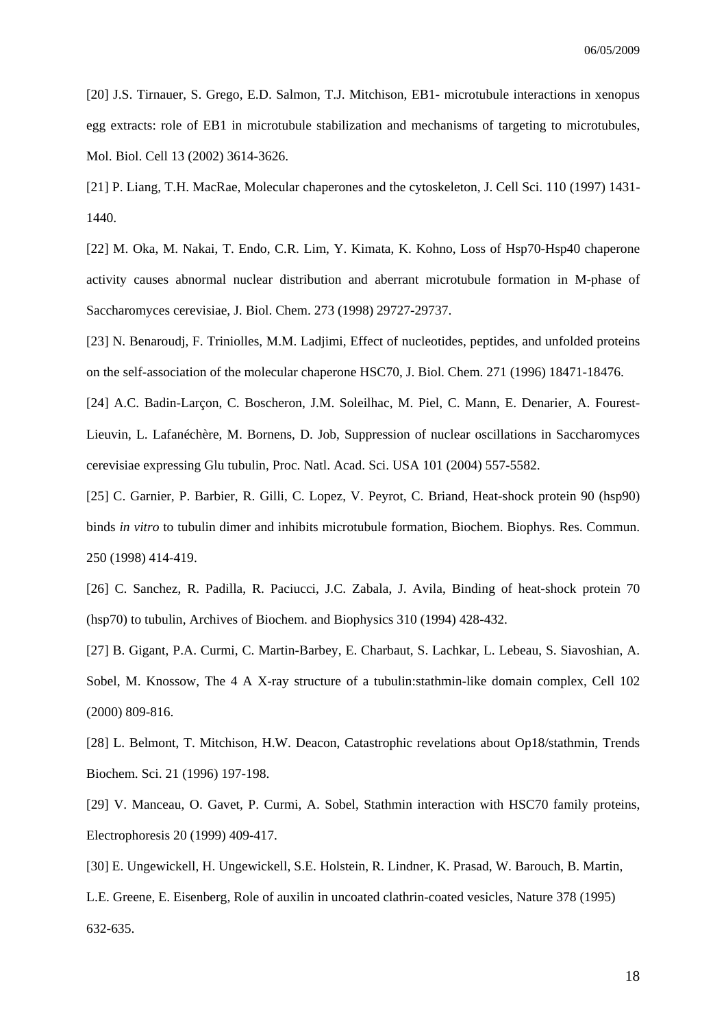[20] J.S. Tirnauer, S. Grego, E.D. Salmon, T.J. Mitchison, EB1- microtubule interactions in xenopus egg extracts: role of EB1 in microtubule stabilization and mechanisms of targeting to microtubules, Mol. Biol. Cell 13 (2002) 3614-3626.

[21] P. Liang, T.H. MacRae, Molecular chaperones and the cytoskeleton, J. Cell Sci. 110 (1997) 1431-1440.

[22] M. Oka, M. Nakai, T. Endo, C.R. Lim, Y. Kimata, K. Kohno, Loss of Hsp70-Hsp40 chaperone activity causes abnormal nuclear distribution and aberrant microtubule formation in M-phase of Saccharomyces cerevisiae, J. Biol. Chem. 273 (1998) 29727-29737.

[23] N. Benaroudj, F. Triniolles, M.M. Ladjimi, Effect of nucleotides, peptides, and unfolded proteins on the self-association of the molecular chaperone HSC70, J. Biol. Chem. 271 (1996) 18471-18476.

[24] A.C. Badin-Larçon, C. Boscheron, J.M. Soleilhac, M. Piel, C. Mann, E. Denarier, A. Fourest-Lieuvin, L. Lafanéchère, M. Bornens, D. Job, Suppression of nuclear oscillations in Saccharomyces cerevisiae expressing Glu tubulin, Proc. Natl. Acad. Sci. USA 101 (2004) 557-5582.

[25] C. Garnier, P. Barbier, R. Gilli, C. Lopez, V. Peyrot, C. Briand, Heat-shock protein 90 (hsp90) binds *in vitro* to tubulin dimer and inhibits microtubule formation, Biochem. Biophys. Res. Commun. 250 (1998) 414-419.

[26] C. Sanchez, R. Padilla, R. Paciucci, J.C. Zabala, J. Avila, Binding of heat-shock protein 70 (hsp70) to tubulin, Archives of Biochem. and Biophysics 310 (1994) 428-432.

[27] B. Gigant, P.A. Curmi, C. Martin-Barbey, E. Charbaut, S. Lachkar, L. Lebeau, S. Siavoshian, A. Sobel, M. Knossow, The 4 A X-ray structure of a tubulin:stathmin-like domain complex, Cell 102 (2000) 809-816.

[28] L. Belmont, T. Mitchison, H.W. Deacon, Catastrophic revelations about Op18/stathmin, Trends Biochem. Sci. 21 (1996) 197-198.

[29] V. Manceau, O. Gavet, P. Curmi, A. Sobel, Stathmin interaction with HSC70 family proteins, Electrophoresis 20 (1999) 409-417.

[30] E. Ungewickell, H. Ungewickell, S.E. Holstein, R. Lindner, K. Prasad, W. Barouch, B. Martin, L.E. Greene, E. Eisenberg, Role of auxilin in uncoated clathrin-coated vesicles, Nature 378 (1995) 632-635.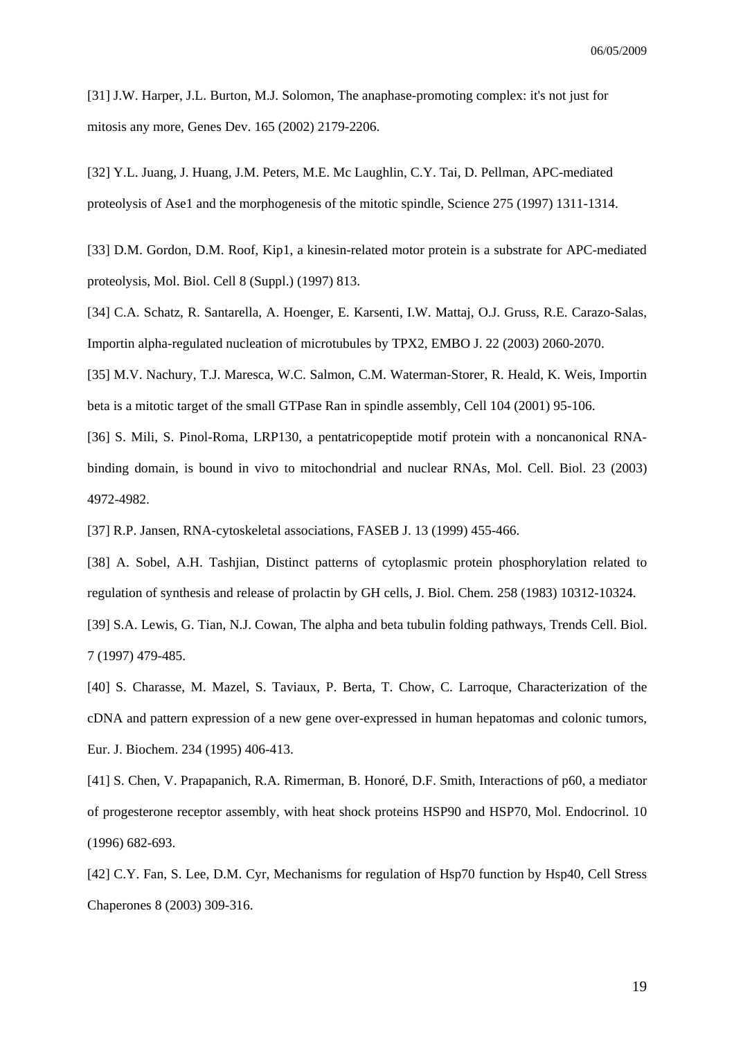[31] J.W. Harper, J.L. Burton, M.J. Solomon, The anaphase-promoting complex: it's not just for mitosis any more, Genes Dev. 165 (2002) 2179-2206.

[32] Y.L. Juang, J. Huang, J.M. Peters, M.E. Mc Laughlin, C.Y. Tai, D. Pellman, APC-mediated proteolysis of Ase1 and the morphogenesis of the mitotic spindle, Science 275 (1997) 1311-1314.

[33] D.M. Gordon, D.M. Roof, Kip1, a kinesin-related motor protein is a substrate for APC-mediated proteolysis, Mol. Biol. Cell 8 (Suppl.) (1997) 813.

[34] C.A. Schatz, R. Santarella, A. Hoenger, E. Karsenti, I.W. Mattaj, O.J. Gruss, R.E. Carazo-Salas, Importin alpha-regulated nucleation of microtubules by TPX2, EMBO J. 22 (2003) 2060-2070.

[35] M.V. Nachury, T.J. Maresca, W.C. Salmon, C.M. Waterman-Storer, R. Heald, K. Weis, Importin beta is a mitotic target of the small GTPase Ran in spindle assembly, Cell 104 (2001) 95-106.

[36] S. Mili, S. Pinol-Roma, LRP130, a pentatricopeptide motif protein with a noncanonical RNA-binding domain, is bound in vivo to mitochondrial and nuclear RNAs, Mol. Cell. Biol. 23 (2003) 4972-4982.

[37] R.P. Jansen, RNA-cytoskeletal associations, FASEB J. 13 (1999) 455-466.

[38] A. Sobel, A.H. Tashjian, Distinct patterns of cytoplasmic protein phosphorylation related to regulation of synthesis and release of prolactin by GH cells, J. Biol. Chem. 258 (1983) 10312-10324.

[39] S.A. Lewis, G. Tian, N.J. Cowan, The alpha and beta tubulin folding pathways, Trends Cell. Biol. 7 (1997) 479-485.

[40] S. Charasse, M. Mazel, S. Taviaux, P. Berta, T. Chow, C. Larroque, Characterization of the cDNA and pattern expression of a new gene over-expressed in human hepatomas and colonic tumors, Eur. J. Biochem. 234 (1995) 406-413.

[41] S. Chen, V. Prapapanich, R.A. Rimerman, B. Honoré, D.F. Smith, Interactions of p60, a mediator of progesterone receptor assembly, with heat shock proteins HSP90 and HSP70, Mol. Endocrinol. 10 (1996) 682-693.

[42] C.Y. Fan, S. Lee, D.M. Cyr, Mechanisms for regulation of Hsp70 function by Hsp40, Cell Stress Chaperones 8 (2003) 309-316.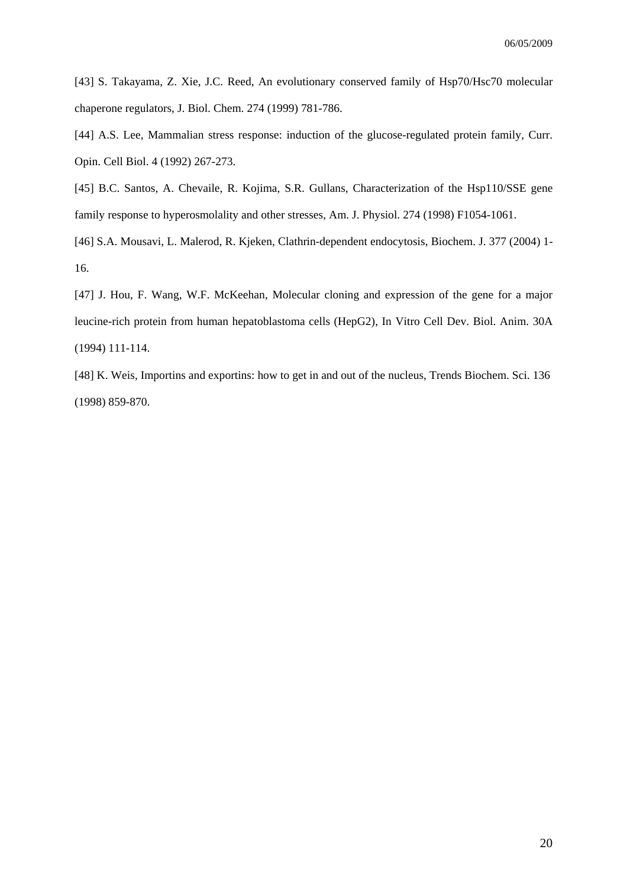[43] S. Takayama, Z. Xie, J.C. Reed, An evolutionary conserved family of Hsp70/Hsc70 molecular chaperone regulators, J. Biol. Chem. 274 (1999) 781-786.

[44] A.S. Lee, Mammalian stress response: induction of the glucose-regulated protein family, Curr. Opin. Cell Biol. 4 (1992) 267-273.

[45] B.C. Santos, A. Chevaile, R. Kojima, S.R. Gullans, Characterization of the Hsp110/SSE gene family response to hyperosmolality and other stresses, Am. J. Physiol. 274 (1998) F1054-1061.

[46] S.A. Mousavi, L. Malerod, R. Kjeken, Clathrin-dependent endocytosis, Biochem. J. 377 (2004) 1-16.

[47] J. Hou, F. Wang, W.F. McKeehan, Molecular cloning and expression of the gene for a major leucine-rich protein from human hepatoblastoma cells (HepG2), In Vitro Cell Dev. Biol. Anim. 30A (1994) 111-114.

[48] K. Weis, Importins and exportins: how to get in and out of the nucleus, Trends Biochem. Sci. 136 (1998) 859-870.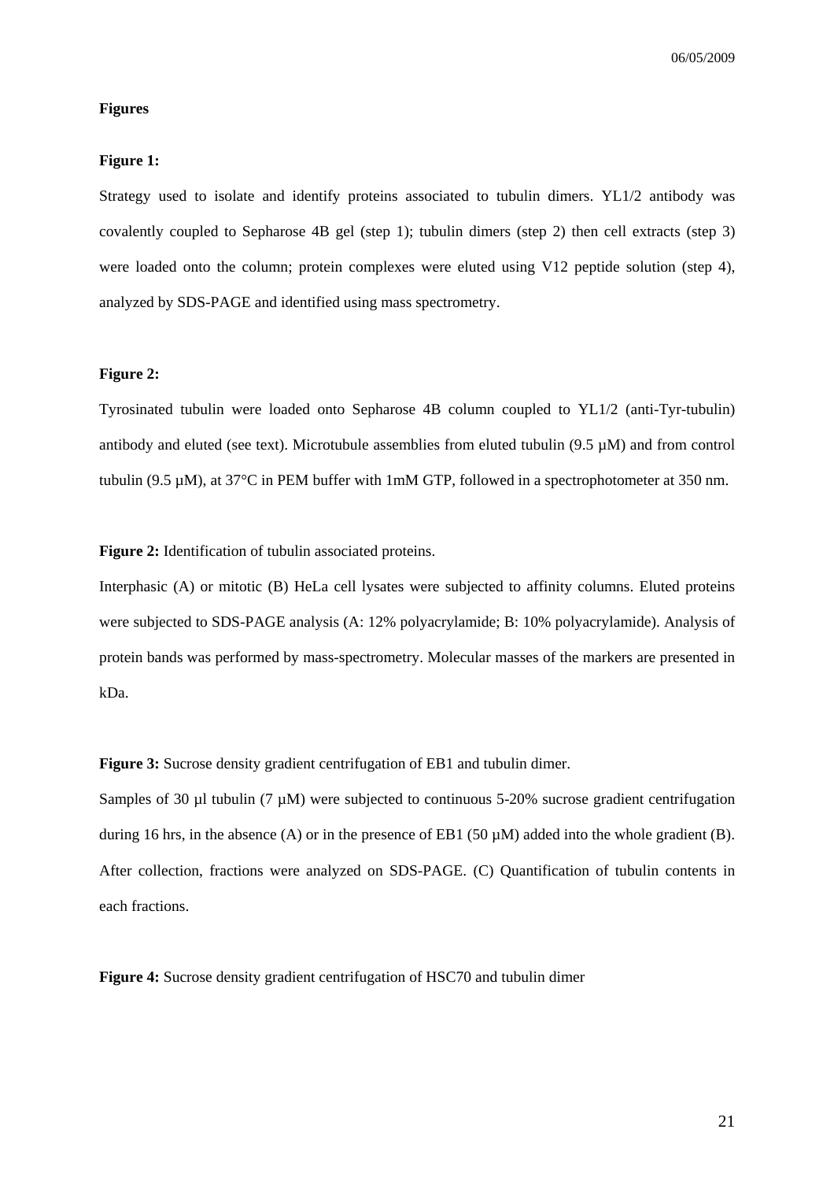**Figures**

**Figure 1:**

Strategy used to isolate and identify proteins associated to tubulin dimers. YL1/2 antibody was covalently coupled to Sepharose 4B gel (step 1); tubulin dimers (step 2) then cell extracts (step 3) were loaded onto the column; protein complexes were eluted using V12 peptide solution (step 4), analyzed by SDS-PAGE and identified using mass spectrometry.

**Figure 2:**

Tyrosinated tubulin were loaded onto Sepharose 4B column coupled to YL1/2 (anti-Tyr-tubulin) antibody and eluted (see text). Microtubule assemblies from eluted tubulin (9.5 µM) and from control tubulin (9.5 µM), at 37°C in PEM buffer with 1mM GTP, followed in a spectrophotometer at 350 nm.

**Figure 2:** Identification of tubulin associated proteins.

Interphasic (A) or mitotic (B) HeLa cell lysates were subjected to affinity columns. Eluted proteins were subjected to SDS-PAGE analysis (A: 12% polyacrylamide; B: 10% polyacrylamide). Analysis of protein bands was performed by mass-spectrometry. Molecular masses of the markers are presented in kDa.

**Figure 3:** Sucrose density gradient centrifugation of EB1 and tubulin dimer.

Samples of 30 µl tubulin (7 µM) were subjected to continuous 5-20% sucrose gradient centrifugation during 16 hrs, in the absence (A) or in the presence of EB1 (50 µM) added into the whole gradient (B). After collection, fractions were analyzed on SDS-PAGE. (C) Quantification of tubulin contents in each fractions.

**Figure 4:** Sucrose density gradient centrifugation of HSC70 and tubulin dimer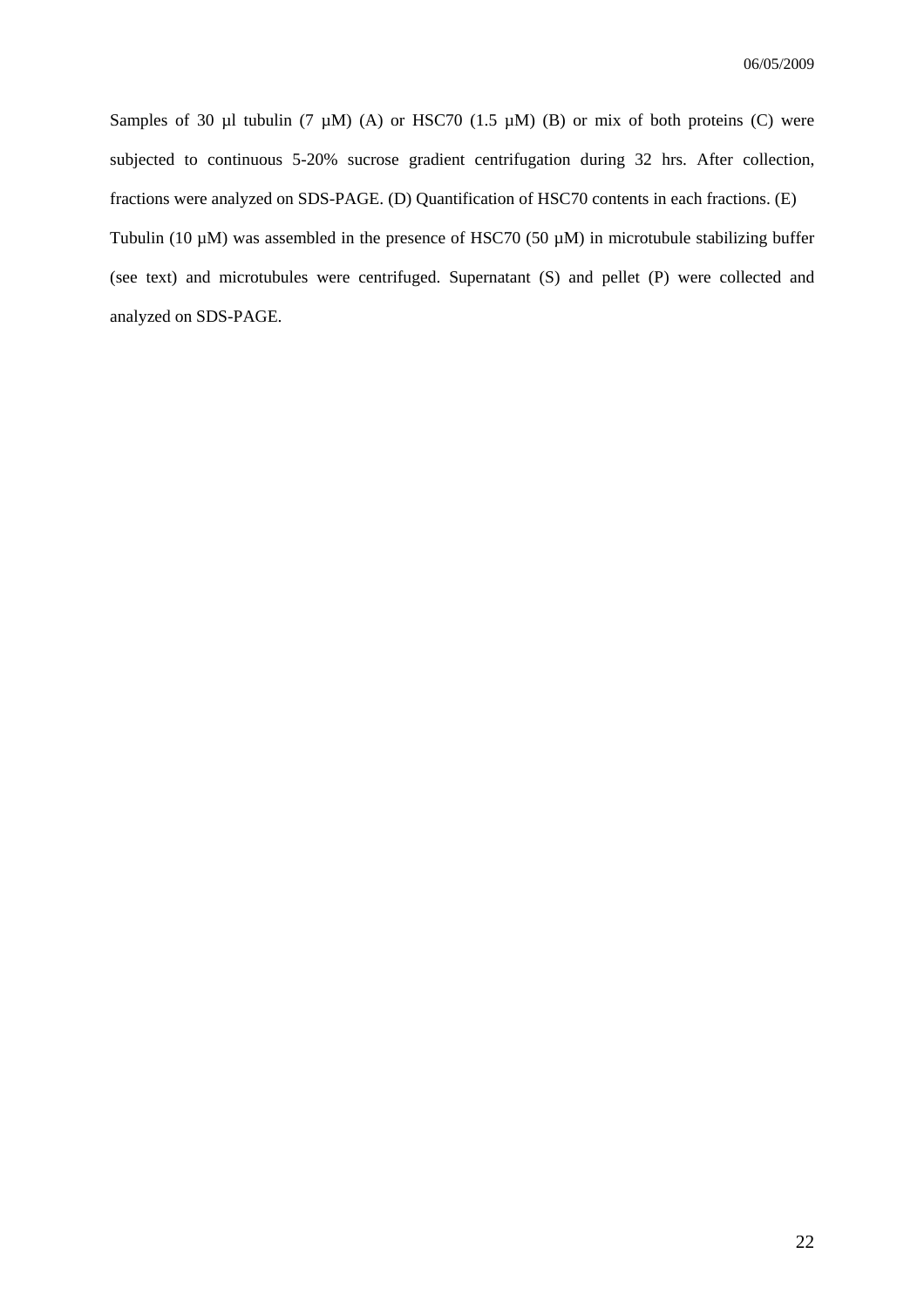Samples of 30 µl tubulin (7 µM) (A) or HSC70 (1.5 µM) (B) or mix of both proteins (C) were subjected to continuous 5-20% sucrose gradient centrifugation during 32 hrs. After collection, fractions were analyzed on SDS-PAGE. (D) Quantification of HSC70 contents in each fractions. (E) Tubulin (10 µM) was assembled in the presence of HSC70 (50 µM) in microtubule stabilizing buffer (see text) and microtubules were centrifuged. Supernatant (S) and pellet (P) were collected and analyzed on SDS-PAGE.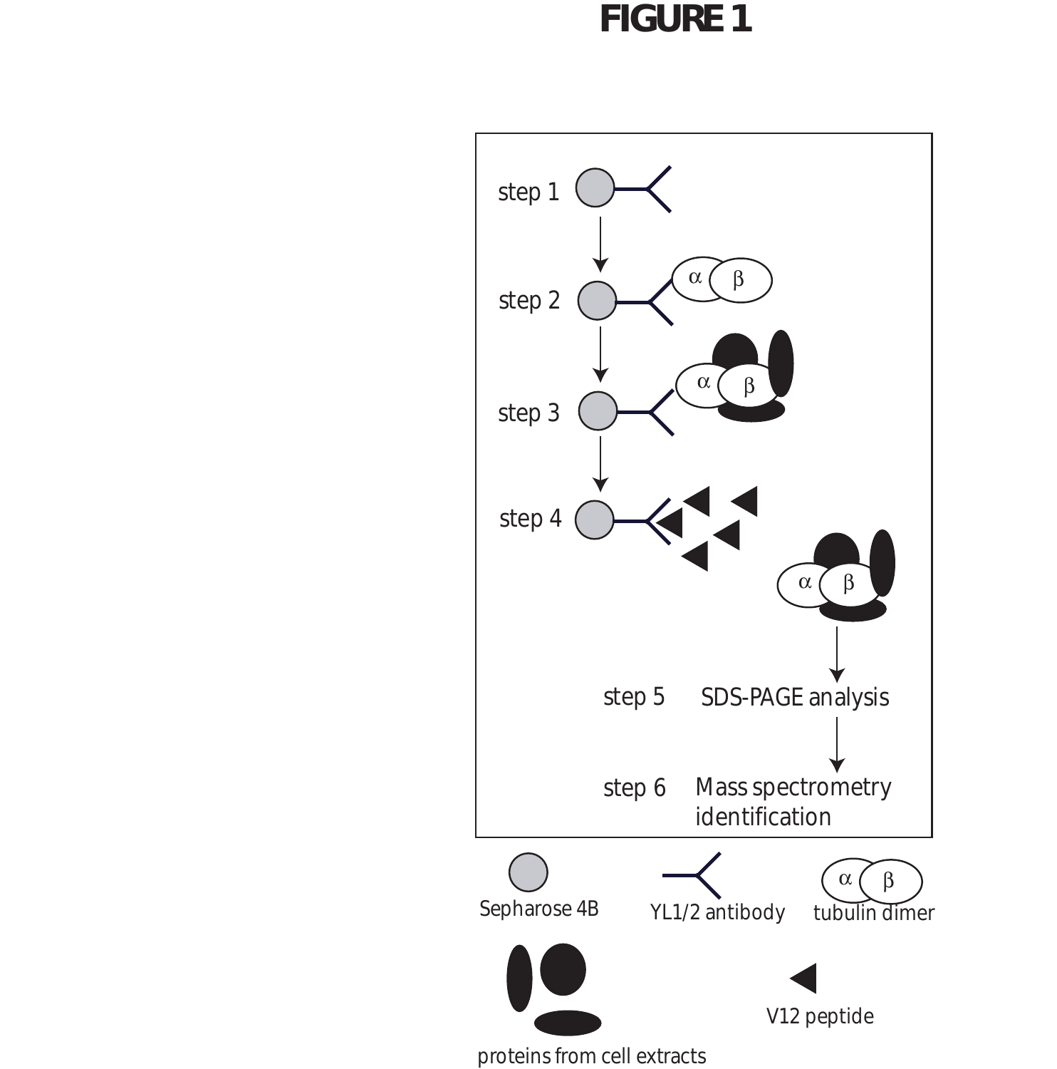# FIGURE 1

step 1

step 2

step 3

step 4

step 5 SDS-PAGE analysis

step 6 Mass spectrometry identification

Sepharose 4B

YL1/2 antibody

tubulin dimer

proteins from cell extracts

V12 peptide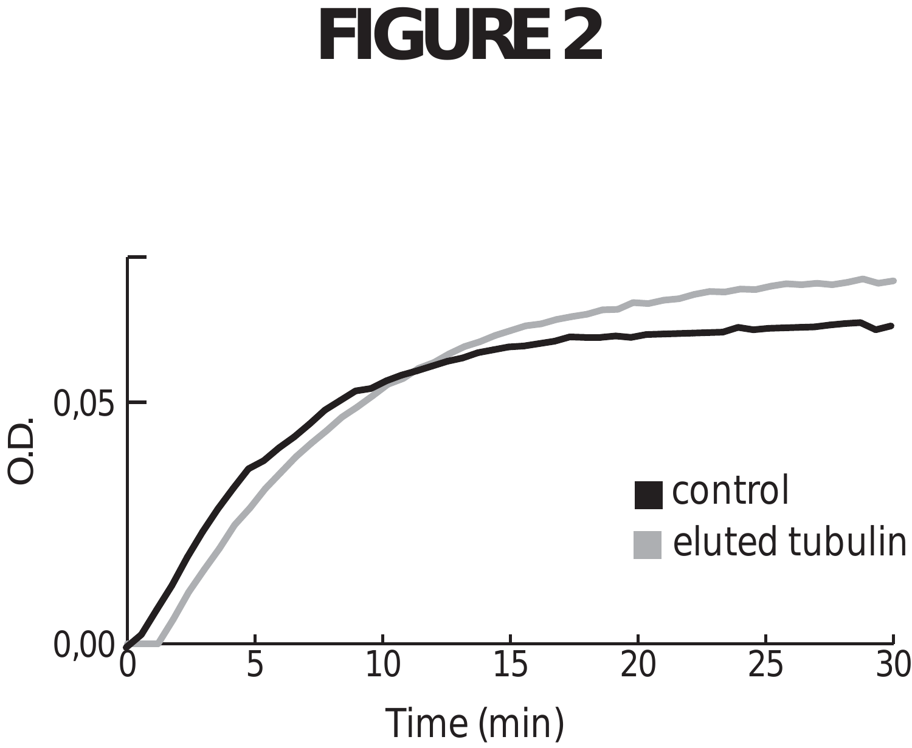# FIGURE 2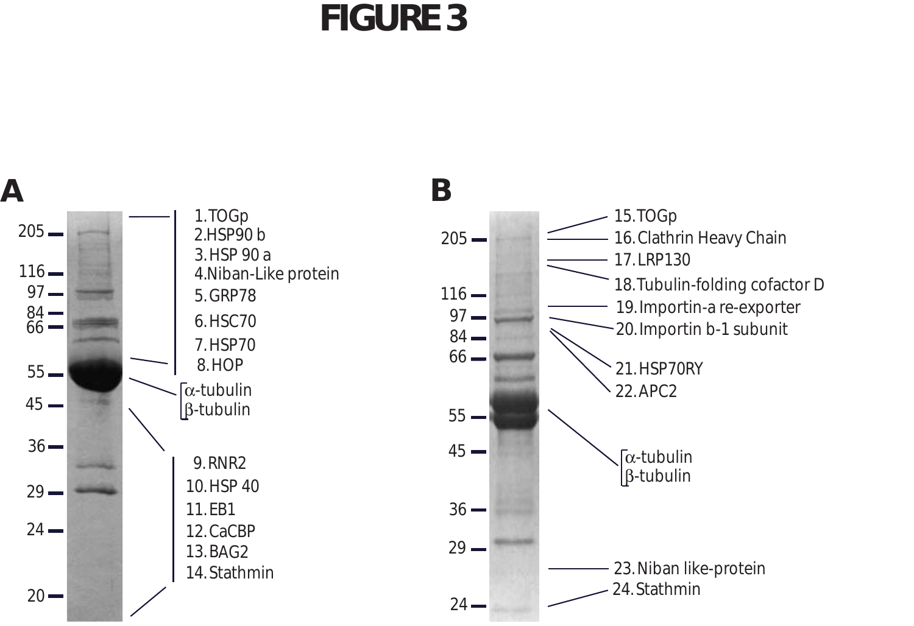# FIGURE 3

**A**

205, 116, 97, 84, 66, 55, 45, 36, 29, 24, 20

1. TOGp
2. HSP90 b
3. HSP 90 a
4. Niban-Like protein
5. GRP78
6. HSC70
7. HSP70
8. HOP

α-tubulin
β-tubulin

9. RNR2
10. HSP 40
11. EB1
12. CaCBP
13. BAG2
14. Stathmin

**B**

205, 116, 97, 84, 66, 55, 45, 36, 29, 24

15. TOGp
16. Clathrin Heavy Chain
17. LRP130
18. Tubulin-folding cofactor D
19. Importin-a re-exporter
20. Importin b-1 subunit
21. HSP70RY
22. APC2

α-tubulin
β-tubulin

23. Niban like-protein
24. Stathmin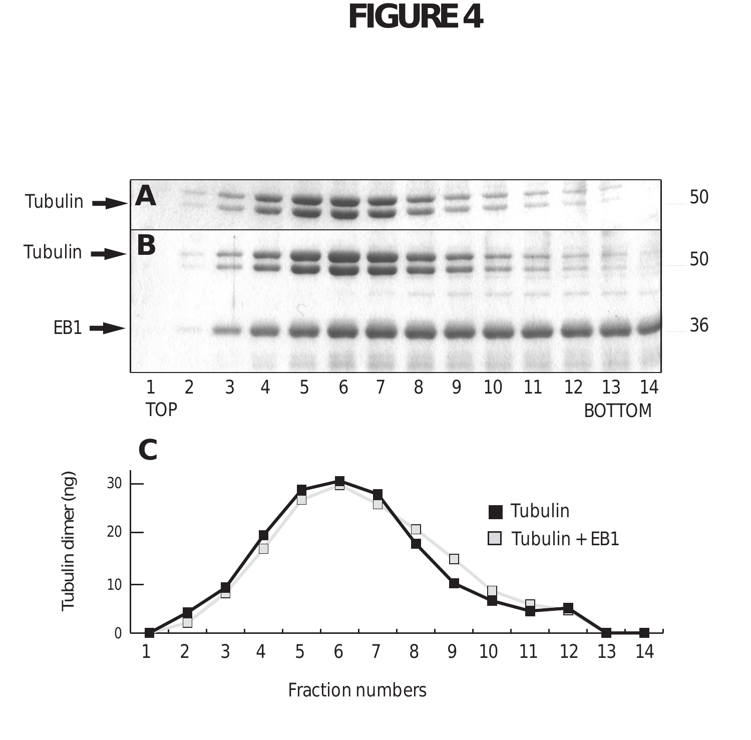# FIGURE 4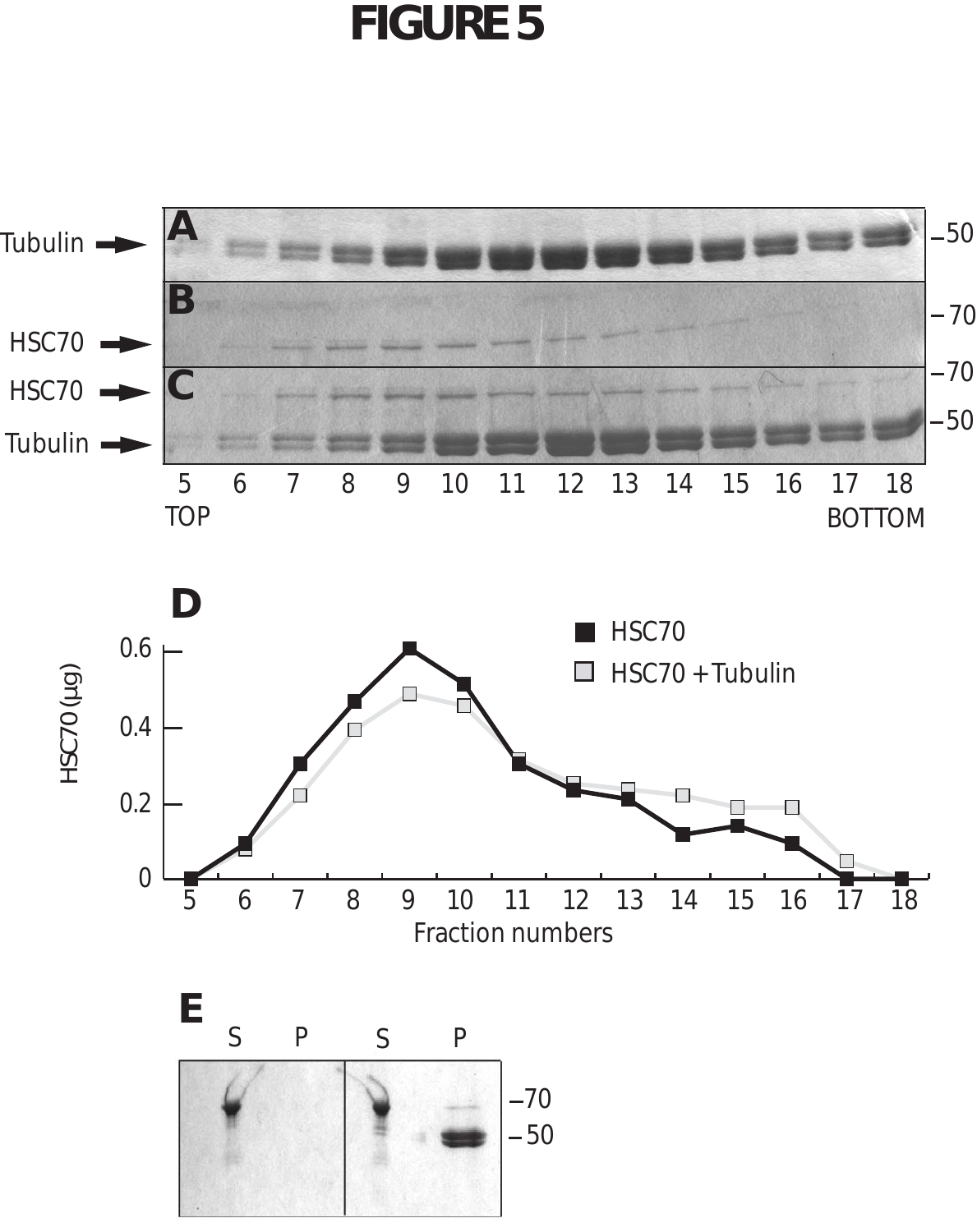# FIGURE 5

Tubulin

HSC70

HSC70

Tubulin

A

B

C

−50

−70

−70

−50

5 TOP 6 7 8 9 10 11 12 13 14 15 16 17 18 BOTTOM

D

HSC70 (µg)

0.6

0.4

0.2

0

5 6 7 8 9 10 11 12 13 14 15 16 17 18

Fraction numbers

HSC70

HSC70 +Tubulin

E

S P S P

−70

−50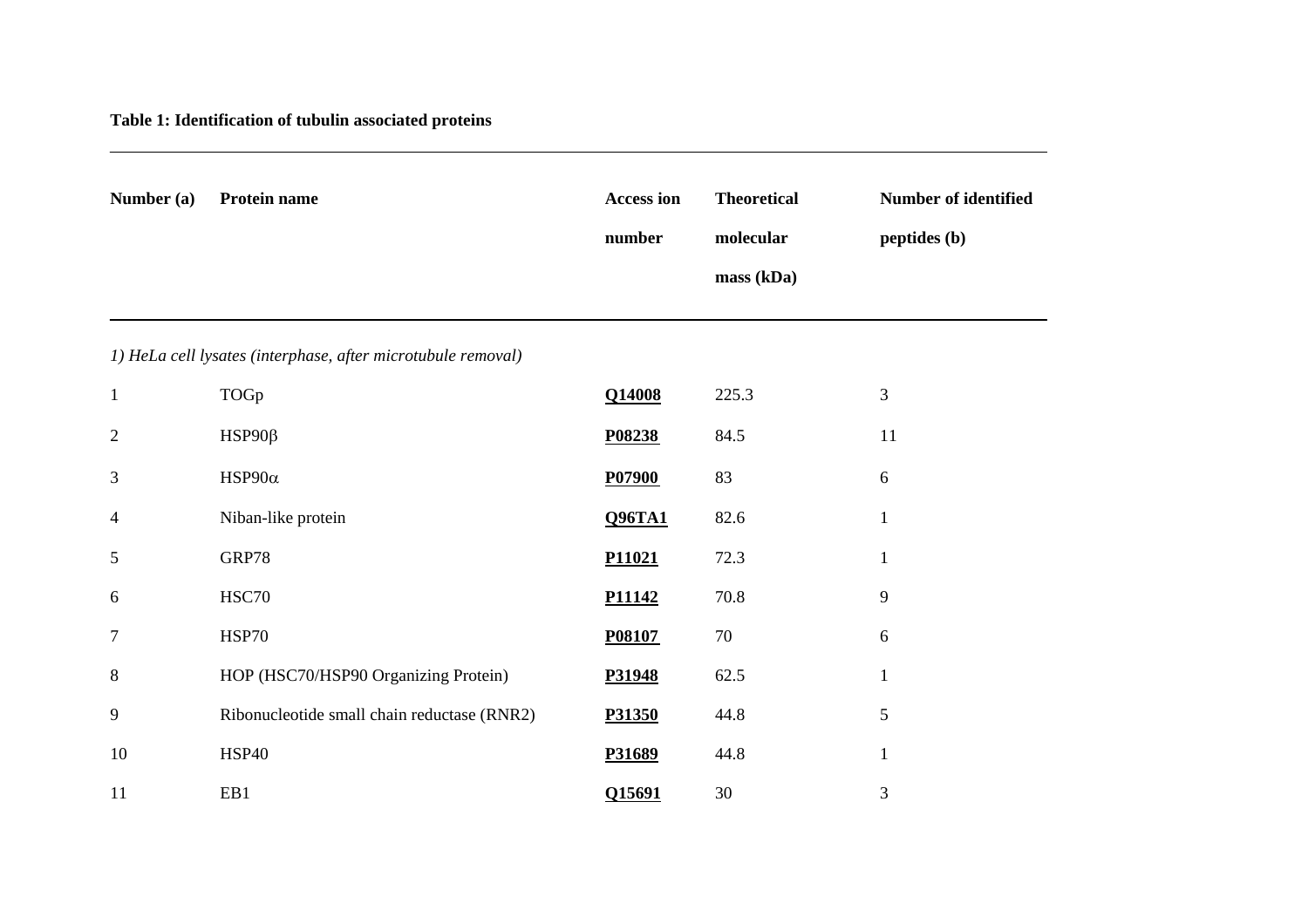**Table 1: Identification of tubulin associated proteins**

| Number (a) | Protein name | Access ion number | Theoretical molecular mass (kDa) | Number of identified peptides (b) |
|---|---|---|---|---|
| *1) HeLa cell lysates (interphase, after microtubule removal)* | | | | |
| 1 | TOGp | **Q14008** | 225.3 | 3 |
| 2 | HSP90β | **P08238** | 84.5 | 11 |
| 3 | HSP90α | **P07900** | 83 | 6 |
| 4 | Niban-like protein | **Q96TA1** | 82.6 | 1 |
| 5 | GRP78 | **P11021** | 72.3 | 1 |
| 6 | HSC70 | **P11142** | 70.8 | 9 |
| 7 | HSP70 | **P08107** | 70 | 6 |
| 8 | HOP (HSC70/HSP90 Organizing Protein) | **P31948** | 62.5 | 1 |
| 9 | Ribonucleotide small chain reductase (RNR2) | **P31350** | 44.8 | 5 |
| 10 | HSP40 | **P31689** | 44.8 | 1 |
| 11 | EB1 | **Q15691** | 30 | 3 |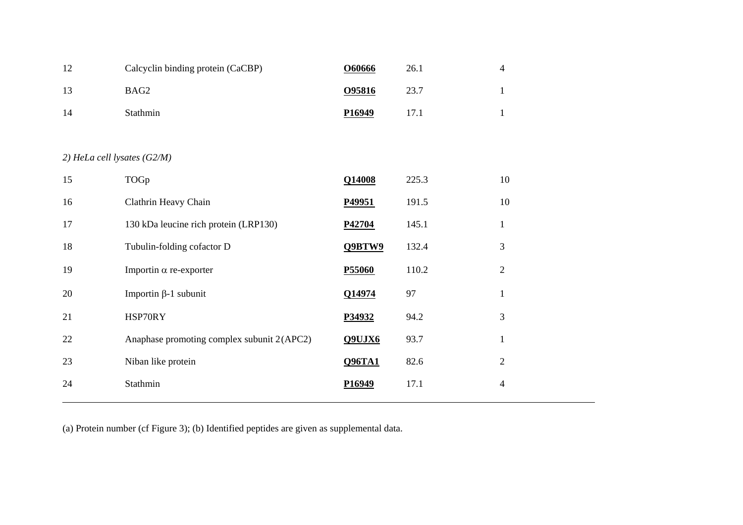| | | | | |
|---|---|---|---|---|
| 12 | Calcyclin binding protein (CaCBP) | **O60666** | 26.1 | 4 |
| 13 | BAG2 | **O95816** | 23.7 | 1 |
| 14 | Stathmin | **P16949** | 17.1 | 1 |
| *2) HeLa cell lysates (G2/M)* | | | | |
| 15 | TOGp | **Q14008** | 225.3 | 10 |
| 16 | Clathrin Heavy Chain | **P49951** | 191.5 | 10 |
| 17 | 130 kDa leucine rich protein (LRP130) | **P42704** | 145.1 | 1 |
| 18 | Tubulin-folding cofactor D | **Q9BTW9** | 132.4 | 3 |
| 19 | Importin $\alpha$ re-exporter | **P55060** | 110.2 | 2 |
| 20 | Importin $\beta$-1 subunit | **Q14974** | 97 | 1 |
| 21 | HSP70RY | **P34932** | 94.2 | 3 |
| 22 | Anaphase promoting complex subunit 2(APC2) | **Q9UJX6** | 93.7 | 1 |
| 23 | Niban like protein | **Q96TA1** | 82.6 | 2 |
| 24 | Stathmin | **P16949** | 17.1 | 4 |

(a) Protein number (cf Figure 3); (b) Identified peptides are given as supplemental data.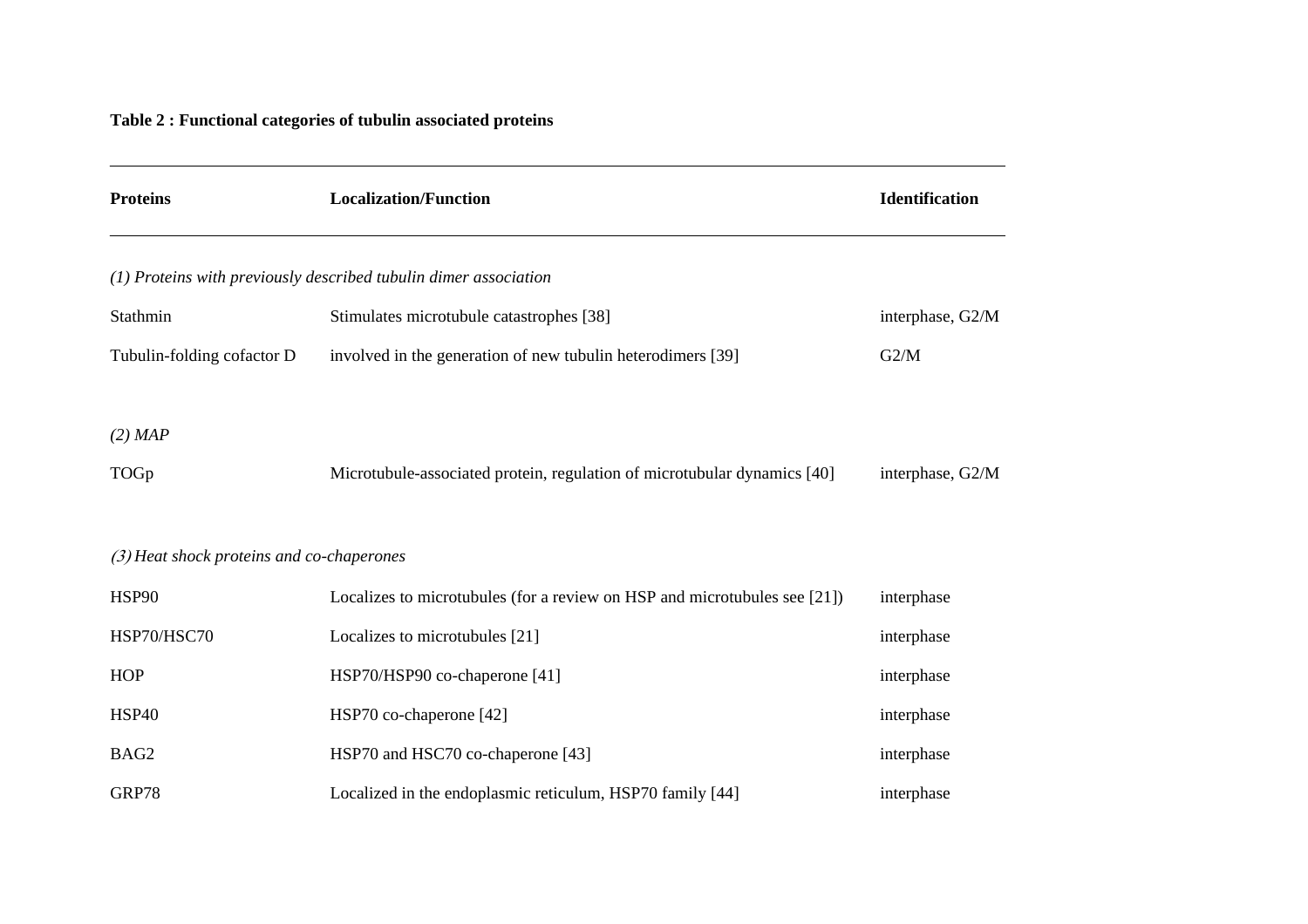**Table 2 : Functional categories of tubulin associated proteins**

| Proteins | Localization/Function | Identification |
| --- | --- | --- |
| *(1) Proteins with previously described tubulin dimer association* | | |
| Stathmin | Stimulates microtubule catastrophes [38] | interphase, G2/M |
| Tubulin-folding cofactor D | involved in the generation of new tubulin heterodimers [39] | G2/M |
| *(2) MAP* | | |
| TOGp | Microtubule-associated protein, regulation of microtubular dynamics [40] | interphase, G2/M |
| *(3) Heat shock proteins and co-chaperones* | | |
| HSP90 | Localizes to microtubules (for a review on HSP and microtubules see [21]) | interphase |
| HSP70/HSC70 | Localizes to microtubules [21] | interphase |
| HOP | HSP70/HSP90 co-chaperone [41] | interphase |
| HSP40 | HSP70 co-chaperone [42] | interphase |
| BAG2 | HSP70 and HSC70 co-chaperone [43] | interphase |
| GRP78 | Localized in the endoplasmic reticulum, HSP70 family [44] | interphase |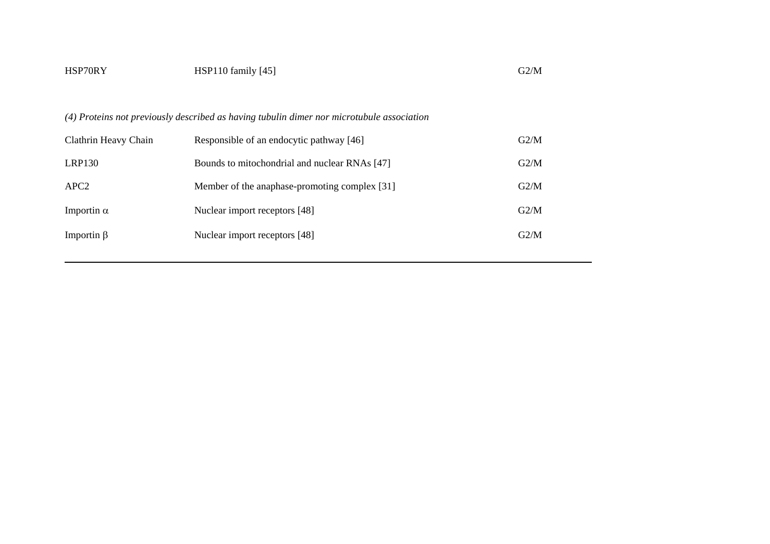| | | |
|---|---|---|
| HSP70RY | HSP110 family [45] | G2/M |
| *(4) Proteins not previously described as having tubulin dimer nor microtubule association* | | |
| Clathrin Heavy Chain | Responsible of an endocytic pathway [46] | G2/M |
| LRP130 | Bounds to mitochondrial and nuclear RNAs [47] | G2/M |
| APC2 | Member of the anaphase-promoting complex [31] | G2/M |
| Importin $\alpha$ | Nuclear import receptors [48] | G2/M |
| Importin $\beta$ | Nuclear import receptors [48] | G2/M |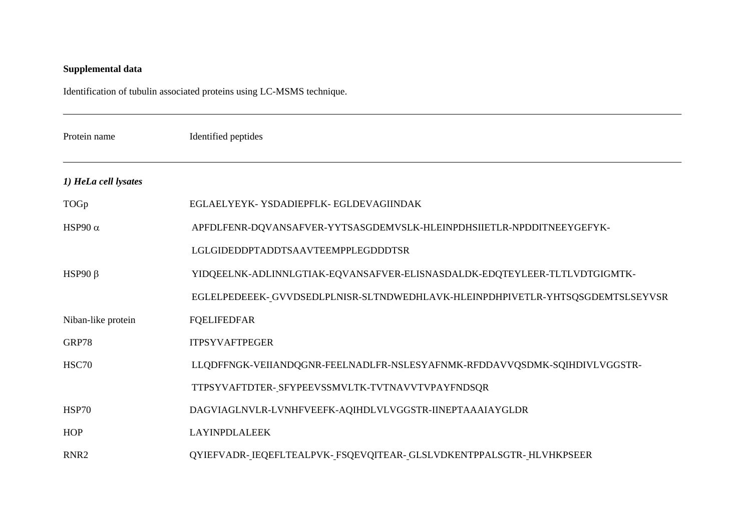**Supplemental data**

Identification of tubulin associated proteins using LC-MSMS technique.

| Protein name | Identified peptides |
|---|---|
| ***1) HeLa cell lysates*** | |
| TOGp | EGLAELYEYK- YSDADIEPFLK- EGLDEVAGIINDAK |
| HSP90 $\alpha$ | APFDLFENR-DQVANSAFVER-YYTSASGDEMVSLK-HLEINPDHSIIETLR-NPDDITNEEYGEFYK-LGLGIDEDDPTADDTSAAVTEEMPPLEGDDDTSR |
| HSP90 $\beta$ | YIDQEELNK-ADLINNLGTIAK-EQVANSAFVER-ELISNASDALDK-EDQTEYLEER-TLTLVDTGIGMTK-EGLELPEDEEEK- GVVDSEDLPLNISR-SLTNDWEDHLAVK-HLEINPDHPIVETLR-YHTSQSGDEMTSLSEYVSR |
| Niban-like protein | FQELIFEDFAR |
| GRP78 | ITPSYVAFTPEGER |
| HSC70 | LLQDFFNGK-VEIIANDQGNR-FEELNADLFR-NSLESYAFNMK-RFDDAVVQSDMK-SQIHDIVLVGGSTR-TTPSYVAFTDTER- SFYPEEVSSMVLTK-TVTNAVVTVPAYFNDSQR |
| HSP70 | DAGVIAGLNVLR-LVNHFVEEFK-AQIHDLVLVGGSTR-IINEPTAAAIAYGLDR |
| HOP | LAYINPDLALEEK |
| RNR2 | QYIEFVADR- IEQEFLTEALPVK- FSQEVQITEAR- GLSLVDKENTPPALSGTR- HLVHKPSEER |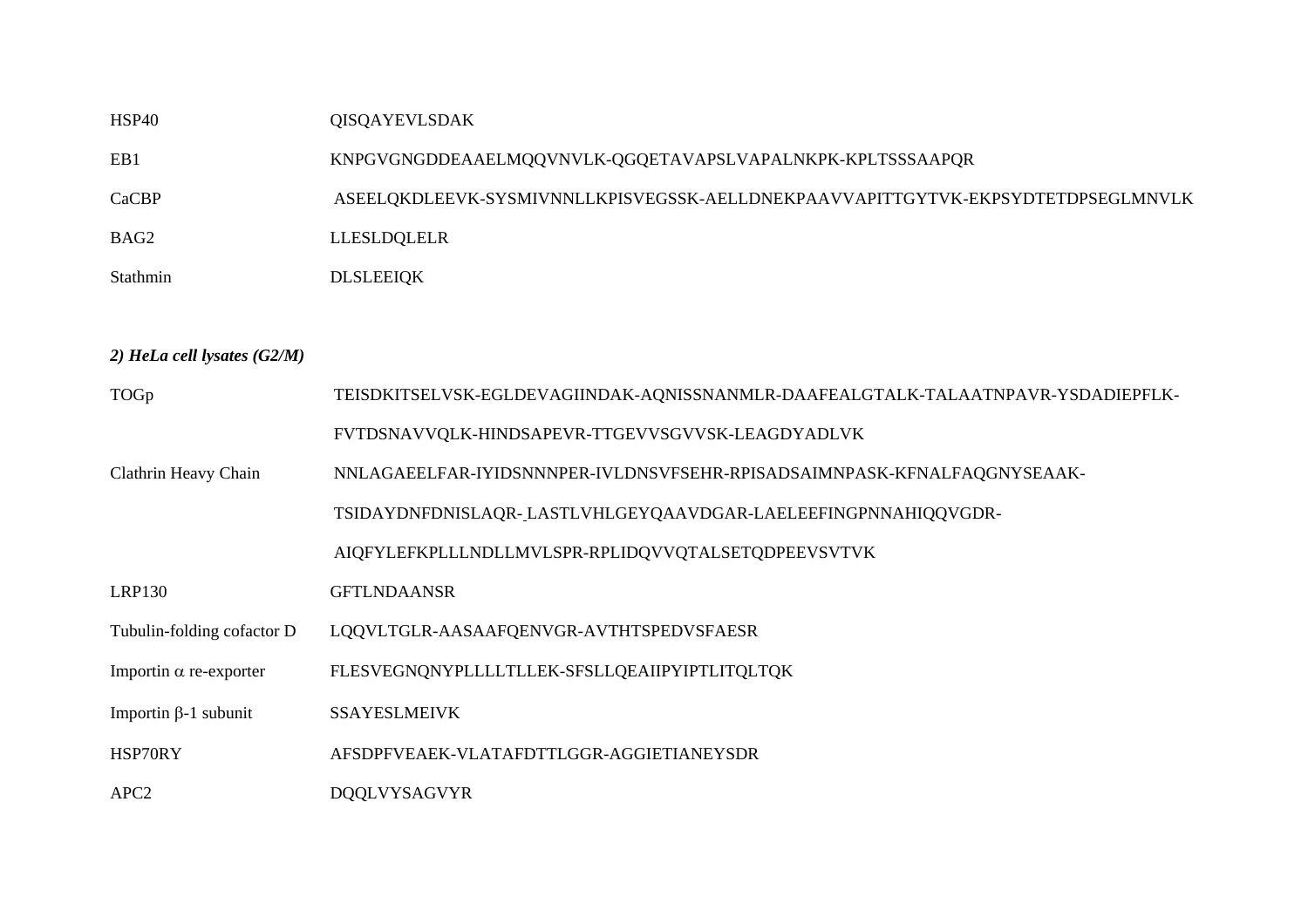| | |
|---|---|
| HSP40 | QISQAYEVLSDAK |
| EB1 | KNPGVGNGDDEAAELMQQVNVLK-QGQETAVAPSLVAPALNKPK-KPLTSSSAAPQR |
| CaCBP | ASEELQKDLEEVK-SYSMIVNNLLKPISVEGSSK-AELLDNEKPAAVVAPITTGYTVK-EKPSYDTETDPSEGLMNVLK |
| BAG2 | LLESLDQLELR |
| Stathmin | DLSLEEIQK |

***2) HeLa cell lysates (G2/M)***

| | |
|---|---|
| TOGp | TEISDKITSELVSK-EGLDEVAGIINDAK-AQNISSNANMLR-DAAFEALGTALK-TALAATNPAVR-YSDADIEPFLK-FVTDSNAVVQLK-HINDSAPEVR-TTGEVVSGVVSK-LEAGDYADLVK |
| Clathrin Heavy Chain | NNLAGAEELFAR-IYIDSNNNPER-IVLDNSVFSEHR-RPISADSAIMNPASK-KFNALFAQGNYSEAAK-TSIDAYDNFDNISLAQR- LASTLVHLGEYQAAVDGAR-LAELEEFINGPNNAHIQQVGDR-AIQFYLEFKPLLLNDLLMVLSPR-RPLIDQVVQTALSETQDPEEVSVTVK |
| LRP130 | GFTLNDAANSR |
| Tubulin-folding cofactor D | LQQVLTGLR-AASAAFQENVGR-AVTHTSPEDVSFAESR |
| Importin α re-exporter | FLESVEGNQNYPLLLLTLLEK-SFSLLQEAIIPYIPTLITQLTQK |
| Importin β-1 subunit | SSAYESLMEIVK |
| HSP70RY | AFSDPFVEAEK-VLATAFDTTLGGR-AGGIETIANEYSDR |
| APC2 | DQQLVYSAGVYR |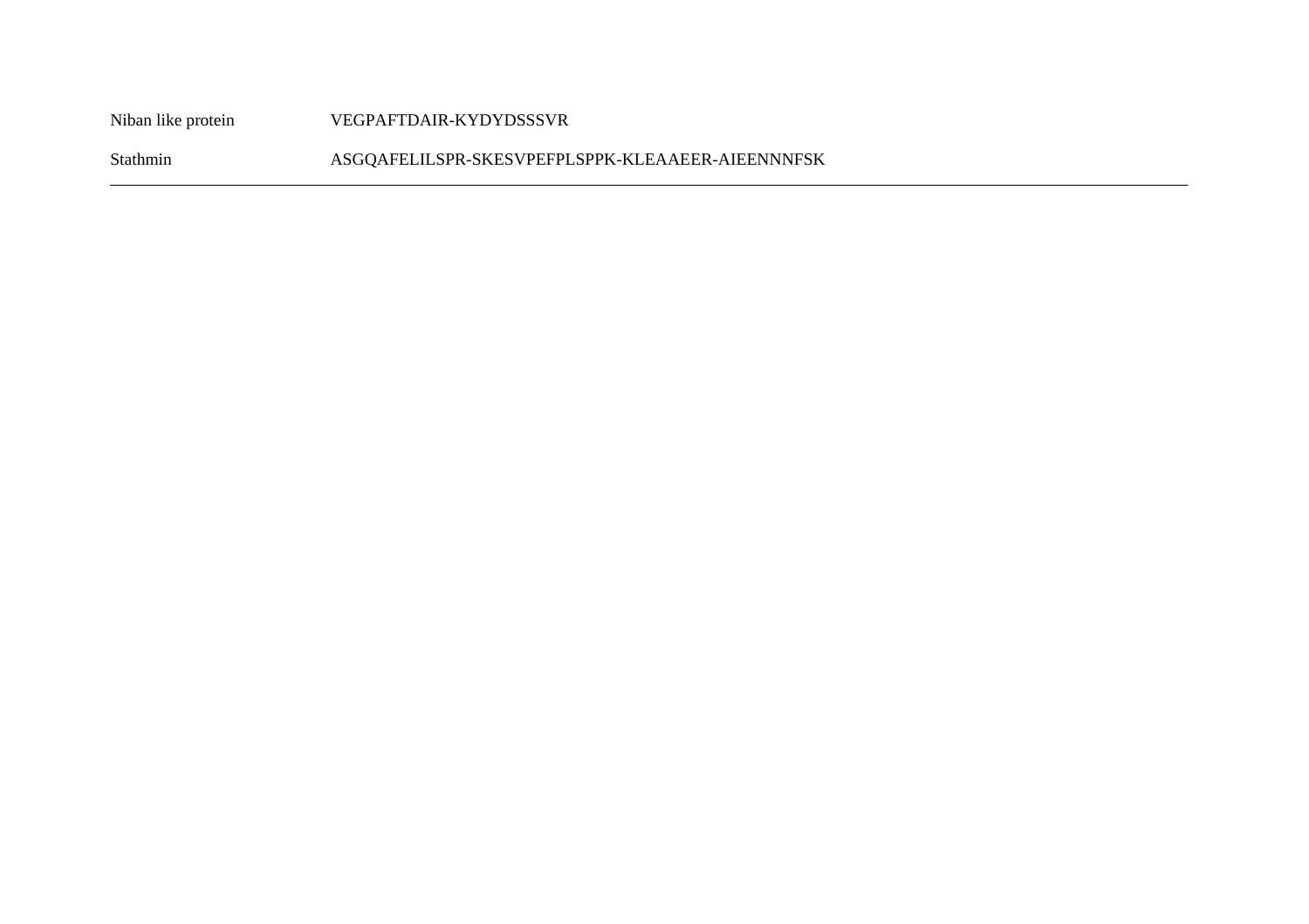| | |
|---|---|
| Niban like protein | VEGPAFTDAIR-KYDYDSSSVR |
| Stathmin | ASGQAFELILSPR-SKESVPEFPLSPPK-KLEAAEER-AIEENNNFSK |